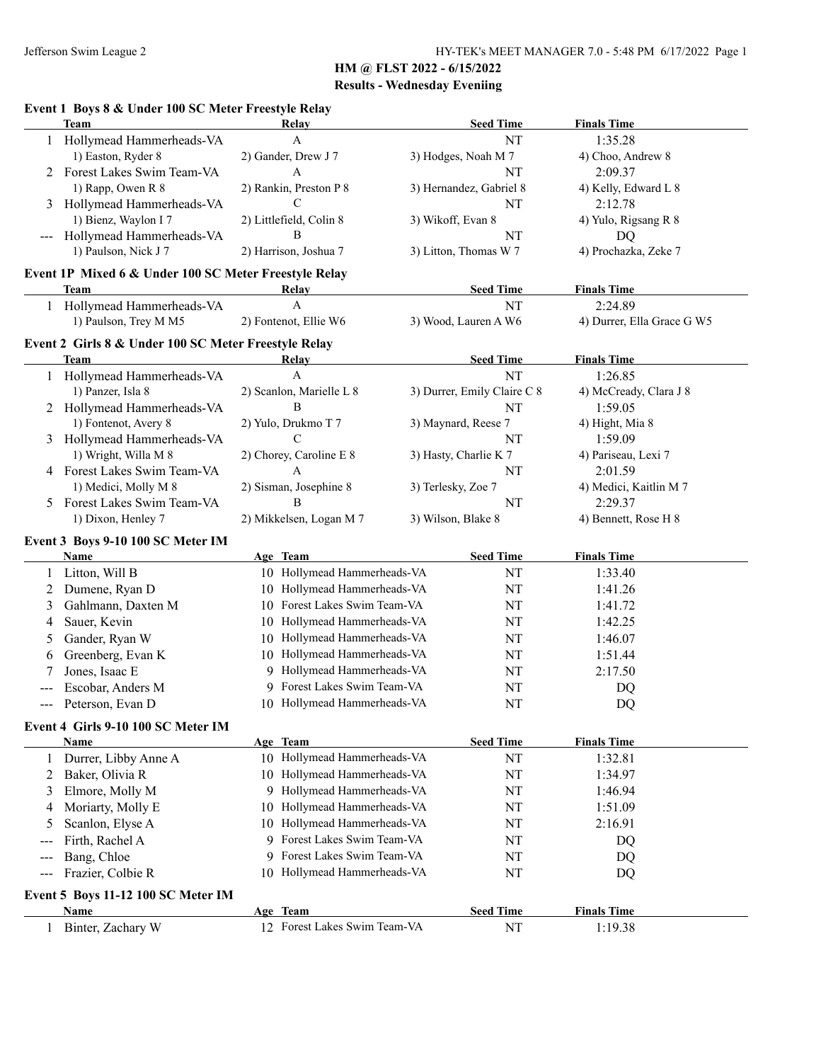# HM @ FLST 2022 - 6/15/2022

## Results - Wednesday Eveniing

### Event 1 Boys 8 & Under 100 SC Meter Freestyle Relay

| | Team | Relay | Seed Time | Finals Time |
|---|---|---|---|---|
| 1 | Hollymead Hammerheads-VA | A | NT | 1:35.28 |
| | 1) Easton, Ryder 8 | 2) Gander, Drew J 7 | 3) Hodges, Noah M 7 | 4) Choo, Andrew 8 |
| 2 | Forest Lakes Swim Team-VA | A | NT | 2:09.37 |
| | 1) Rapp, Owen R 8 | 2) Rankin, Preston P 8 | 3) Hernandez, Gabriel 8 | 4) Kelly, Edward L 8 |
| 3 | Hollymead Hammerheads-VA | C | NT | 2:12.78 |
| | 1) Bienz, Waylon I 7 | 2) Littlefield, Colin 8 | 3) Wikoff, Evan 8 | 4) Yulo, Rigsang R 8 |
| --- | Hollymead Hammerheads-VA | B | NT | DQ |
| | 1) Paulson, Nick J 7 | 2) Harrison, Joshua 7 | 3) Litton, Thomas W 7 | 4) Prochazka, Zeke 7 |

### Event 1P Mixed 6 & Under 100 SC Meter Freestyle Relay

| | Team | Relay | Seed Time | Finals Time |
|---|---|---|---|---|
| 1 | Hollymead Hammerheads-VA | A | NT | 2:24.89 |
| | 1) Paulson, Trey M M5 | 2) Fontenot, Ellie W6 | 3) Wood, Lauren A W6 | 4) Durrer, Ella Grace G W5 |

### Event 2 Girls 8 & Under 100 SC Meter Freestyle Relay

| | Team | Relay | Seed Time | Finals Time |
|---|---|---|---|---|
| 1 | Hollymead Hammerheads-VA | A | NT | 1:26.85 |
| | 1) Panzer, Isla 8 | 2) Scanlon, Marielle L 8 | 3) Durrer, Emily Claire C 8 | 4) McCready, Clara J 8 |
| 2 | Hollymead Hammerheads-VA | B | NT | 1:59.05 |
| | 1) Fontenot, Avery 8 | 2) Yulo, Drukmo T 7 | 3) Maynard, Reese 7 | 4) Hight, Mia 8 |
| 3 | Hollymead Hammerheads-VA | C | NT | 1:59.09 |
| | 1) Wright, Willa M 8 | 2) Chorey, Caroline E 8 | 3) Hasty, Charlie K 7 | 4) Pariseau, Lexi 7 |
| 4 | Forest Lakes Swim Team-VA | A | NT | 2:01.59 |
| | 1) Medici, Molly M 8 | 2) Sisman, Josephine 8 | 3) Terlesky, Zoe 7 | 4) Medici, Kaitlin M 7 |
| 5 | Forest Lakes Swim Team-VA | B | NT | 2:29.37 |
| | 1) Dixon, Henley 7 | 2) Mikkelsen, Logan M 7 | 3) Wilson, Blake 8 | 4) Bennett, Rose H 8 |

### Event 3 Boys 9-10 100 SC Meter IM

| | Name | Age | Team | Seed Time | Finals Time |
|---|---|---|---|---|---|
| 1 | Litton, Will B | 10 | Hollymead Hammerheads-VA | NT | 1:33.40 |
| 2 | Dumene, Ryan D | 10 | Hollymead Hammerheads-VA | NT | 1:41.26 |
| 3 | Gahlmann, Daxten M | 10 | Forest Lakes Swim Team-VA | NT | 1:41.72 |
| 4 | Sauer, Kevin | 10 | Hollymead Hammerheads-VA | NT | 1:42.25 |
| 5 | Gander, Ryan W | 10 | Hollymead Hammerheads-VA | NT | 1:46.07 |
| 6 | Greenberg, Evan K | 10 | Hollymead Hammerheads-VA | NT | 1:51.44 |
| 7 | Jones, Isaac E | 9 | Hollymead Hammerheads-VA | NT | 2:17.50 |
| --- | Escobar, Anders M | 9 | Forest Lakes Swim Team-VA | NT | DQ |
| --- | Peterson, Evan D | 10 | Hollymead Hammerheads-VA | NT | DQ |

### Event 4 Girls 9-10 100 SC Meter IM

| | Name | Age | Team | Seed Time | Finals Time |
|---|---|---|---|---|---|
| 1 | Durrer, Libby Anne A | 10 | Hollymead Hammerheads-VA | NT | 1:32.81 |
| 2 | Baker, Olivia R | 10 | Hollymead Hammerheads-VA | NT | 1:34.97 |
| 3 | Elmore, Molly M | 9 | Hollymead Hammerheads-VA | NT | 1:46.94 |
| 4 | Moriarty, Molly E | 10 | Hollymead Hammerheads-VA | NT | 1:51.09 |
| 5 | Scanlon, Elyse A | 10 | Hollymead Hammerheads-VA | NT | 2:16.91 |
| --- | Firth, Rachel A | 9 | Forest Lakes Swim Team-VA | NT | DQ |
| --- | Bang, Chloe | 9 | Forest Lakes Swim Team-VA | NT | DQ |
| --- | Frazier, Colbie R | 10 | Hollymead Hammerheads-VA | NT | DQ |

### Event 5 Boys 11-12 100 SC Meter IM

| | Name | Age | Team | Seed Time | Finals Time |
|---|---|---|---|---|---|
| 1 | Binter, Zachary W | 12 | Forest Lakes Swim Team-VA | NT | 1:19.38 |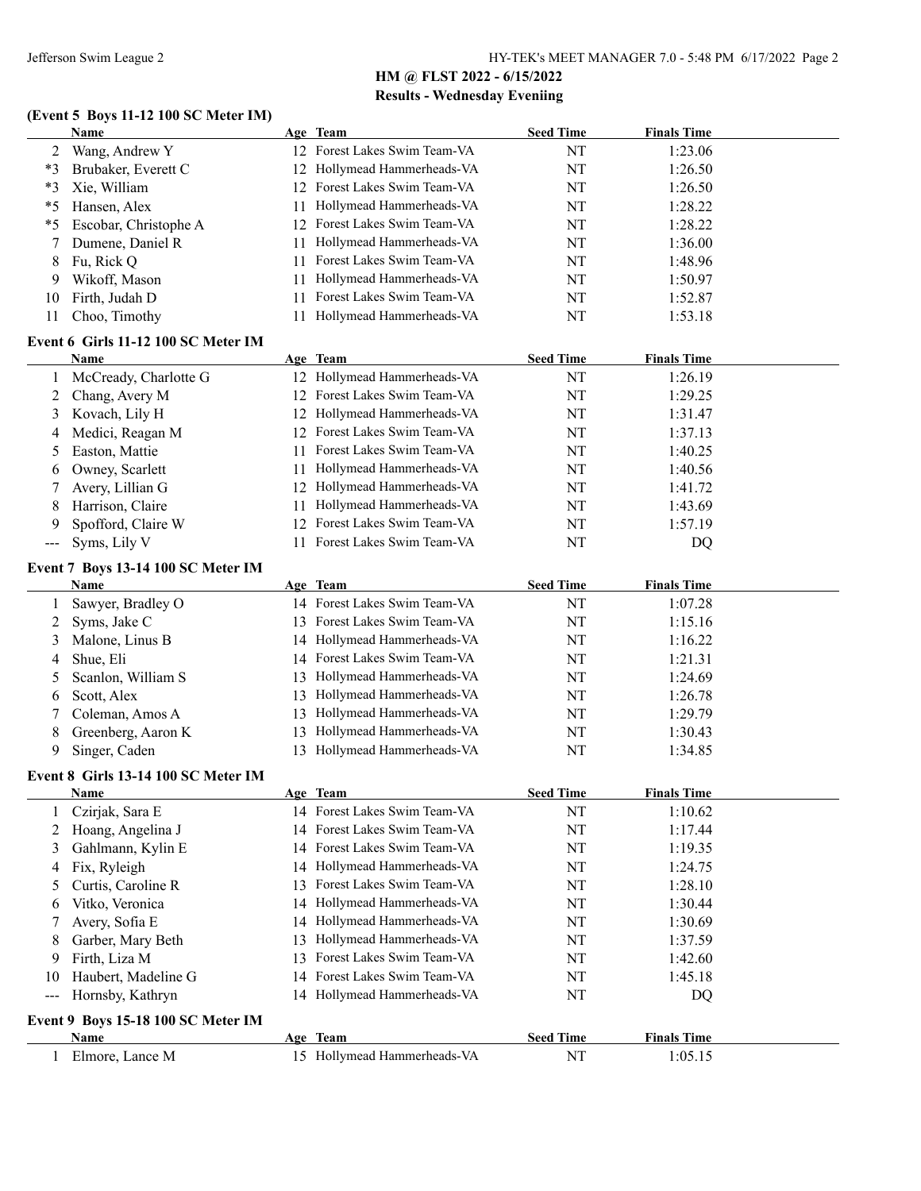## HM @ FLST 2022 - 6/15/2022

### Results - Wednesday Eveniing

**(Event 5 Boys 11-12 100 SC Meter IM)**

| | Name | Age | Team | Seed Time | Finals Time |
|---|---|---|---|---|---|
| 2 | Wang, Andrew Y | 12 | Forest Lakes Swim Team-VA | NT | 1:23.06 |
| *3 | Brubaker, Everett C | 12 | Hollymead Hammerheads-VA | NT | 1:26.50 |
| *3 | Xie, William | 12 | Forest Lakes Swim Team-VA | NT | 1:26.50 |
| *5 | Hansen, Alex | 11 | Hollymead Hammerheads-VA | NT | 1:28.22 |
| *5 | Escobar, Christophe A | 12 | Forest Lakes Swim Team-VA | NT | 1:28.22 |
| 7 | Dumene, Daniel R | 11 | Hollymead Hammerheads-VA | NT | 1:36.00 |
| 8 | Fu, Rick Q | 11 | Forest Lakes Swim Team-VA | NT | 1:48.96 |
| 9 | Wikoff, Mason | 11 | Hollymead Hammerheads-VA | NT | 1:50.97 |
| 10 | Firth, Judah D | 11 | Forest Lakes Swim Team-VA | NT | 1:52.87 |
| 11 | Choo, Timothy | 11 | Hollymead Hammerheads-VA | NT | 1:53.18 |

**Event 6 Girls 11-12 100 SC Meter IM**

| | Name | Age | Team | Seed Time | Finals Time |
|---|---|---|---|---|---|
| 1 | McCready, Charlotte G | 12 | Hollymead Hammerheads-VA | NT | 1:26.19 |
| 2 | Chang, Avery M | 12 | Forest Lakes Swim Team-VA | NT | 1:29.25 |
| 3 | Kovach, Lily H | 12 | Hollymead Hammerheads-VA | NT | 1:31.47 |
| 4 | Medici, Reagan M | 12 | Forest Lakes Swim Team-VA | NT | 1:37.13 |
| 5 | Easton, Mattie | 11 | Forest Lakes Swim Team-VA | NT | 1:40.25 |
| 6 | Owney, Scarlett | 11 | Hollymead Hammerheads-VA | NT | 1:40.56 |
| 7 | Avery, Lillian G | 12 | Hollymead Hammerheads-VA | NT | 1:41.72 |
| 8 | Harrison, Claire | 11 | Hollymead Hammerheads-VA | NT | 1:43.69 |
| 9 | Spofford, Claire W | 12 | Forest Lakes Swim Team-VA | NT | 1:57.19 |
| --- | Syms, Lily V | 11 | Forest Lakes Swim Team-VA | NT | DQ |

**Event 7 Boys 13-14 100 SC Meter IM**

| | Name | Age | Team | Seed Time | Finals Time |
|---|---|---|---|---|---|
| 1 | Sawyer, Bradley O | 14 | Forest Lakes Swim Team-VA | NT | 1:07.28 |
| 2 | Syms, Jake C | 13 | Forest Lakes Swim Team-VA | NT | 1:15.16 |
| 3 | Malone, Linus B | 14 | Hollymead Hammerheads-VA | NT | 1:16.22 |
| 4 | Shue, Eli | 14 | Forest Lakes Swim Team-VA | NT | 1:21.31 |
| 5 | Scanlon, William S | 13 | Hollymead Hammerheads-VA | NT | 1:24.69 |
| 6 | Scott, Alex | 13 | Hollymead Hammerheads-VA | NT | 1:26.78 |
| 7 | Coleman, Amos A | 13 | Hollymead Hammerheads-VA | NT | 1:29.79 |
| 8 | Greenberg, Aaron K | 13 | Hollymead Hammerheads-VA | NT | 1:30.43 |
| 9 | Singer, Caden | 13 | Hollymead Hammerheads-VA | NT | 1:34.85 |

**Event 8 Girls 13-14 100 SC Meter IM**

| | Name | Age | Team | Seed Time | Finals Time |
|---|---|---|---|---|---|
| 1 | Czirjak, Sara E | 14 | Forest Lakes Swim Team-VA | NT | 1:10.62 |
| 2 | Hoang, Angelina J | 14 | Forest Lakes Swim Team-VA | NT | 1:17.44 |
| 3 | Gahlmann, Kylin E | 14 | Forest Lakes Swim Team-VA | NT | 1:19.35 |
| 4 | Fix, Ryleigh | 14 | Hollymead Hammerheads-VA | NT | 1:24.75 |
| 5 | Curtis, Caroline R | 13 | Forest Lakes Swim Team-VA | NT | 1:28.10 |
| 6 | Vitko, Veronica | 14 | Hollymead Hammerheads-VA | NT | 1:30.44 |
| 7 | Avery, Sofia E | 14 | Hollymead Hammerheads-VA | NT | 1:30.69 |
| 8 | Garber, Mary Beth | 13 | Hollymead Hammerheads-VA | NT | 1:37.59 |
| 9 | Firth, Liza M | 13 | Forest Lakes Swim Team-VA | NT | 1:42.60 |
| 10 | Haubert, Madeline G | 14 | Forest Lakes Swim Team-VA | NT | 1:45.18 |
| --- | Hornsby, Kathryn | 14 | Hollymead Hammerheads-VA | NT | DQ |

**Event 9 Boys 15-18 100 SC Meter IM**

| | Name | Age | Team | Seed Time | Finals Time |
|---|---|---|---|---|---|
| 1 | Elmore, Lance M | 15 | Hollymead Hammerheads-VA | NT | 1:05.15 |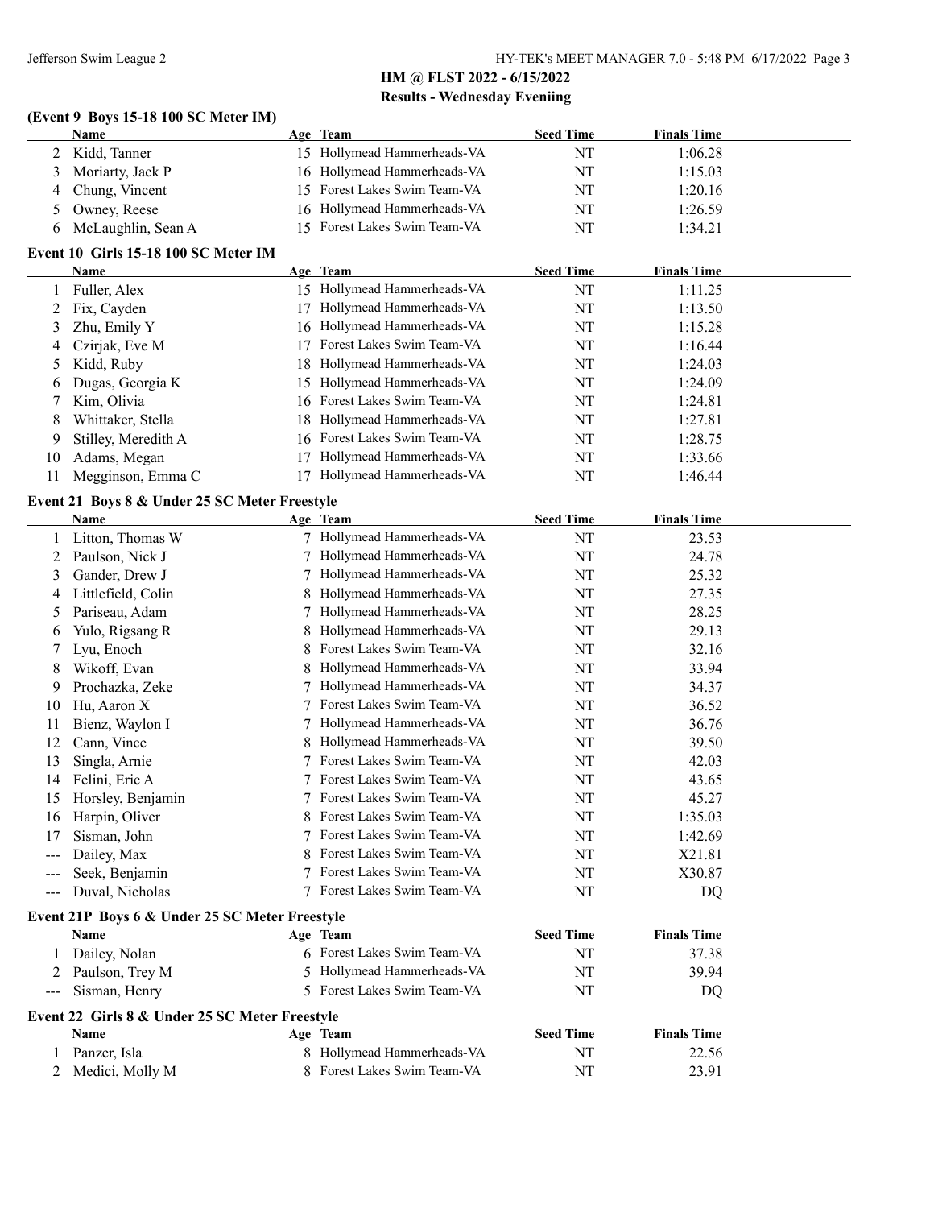## HM @ FLST 2022 - 6/15/2022

### Results - Wednesday Eveniing

#### (Event 9 Boys 15-18 100 SC Meter IM)

| | Name | Age | Team | Seed Time | Finals Time |
|---|---|---|---|---|---|
| 2 | Kidd, Tanner | 15 | Hollymead Hammerheads-VA | NT | 1:06.28 |
| 3 | Moriarty, Jack P | 16 | Hollymead Hammerheads-VA | NT | 1:15.03 |
| 4 | Chung, Vincent | 15 | Forest Lakes Swim Team-VA | NT | 1:20.16 |
| 5 | Owney, Reese | 16 | Hollymead Hammerheads-VA | NT | 1:26.59 |
| 6 | McLaughlin, Sean A | 15 | Forest Lakes Swim Team-VA | NT | 1:34.21 |

#### Event 10 Girls 15-18 100 SC Meter IM

| | Name | Age | Team | Seed Time | Finals Time |
|---|---|---|---|---|---|
| 1 | Fuller, Alex | 15 | Hollymead Hammerheads-VA | NT | 1:11.25 |
| 2 | Fix, Cayden | 17 | Hollymead Hammerheads-VA | NT | 1:13.50 |
| 3 | Zhu, Emily Y | 16 | Hollymead Hammerheads-VA | NT | 1:15.28 |
| 4 | Czirjak, Eve M | 17 | Forest Lakes Swim Team-VA | NT | 1:16.44 |
| 5 | Kidd, Ruby | 18 | Hollymead Hammerheads-VA | NT | 1:24.03 |
| 6 | Dugas, Georgia K | 15 | Hollymead Hammerheads-VA | NT | 1:24.09 |
| 7 | Kim, Olivia | 16 | Forest Lakes Swim Team-VA | NT | 1:24.81 |
| 8 | Whittaker, Stella | 18 | Hollymead Hammerheads-VA | NT | 1:27.81 |
| 9 | Stilley, Meredith A | 16 | Forest Lakes Swim Team-VA | NT | 1:28.75 |
| 10 | Adams, Megan | 17 | Hollymead Hammerheads-VA | NT | 1:33.66 |
| 11 | Megginson, Emma C | 17 | Hollymead Hammerheads-VA | NT | 1:46.44 |

#### Event 21 Boys 8 & Under 25 SC Meter Freestyle

| | Name | Age | Team | Seed Time | Finals Time |
|---|---|---|---|---|---|
| 1 | Litton, Thomas W | 7 | Hollymead Hammerheads-VA | NT | 23.53 |
| 2 | Paulson, Nick J | 7 | Hollymead Hammerheads-VA | NT | 24.78 |
| 3 | Gander, Drew J | 7 | Hollymead Hammerheads-VA | NT | 25.32 |
| 4 | Littlefield, Colin | 8 | Hollymead Hammerheads-VA | NT | 27.35 |
| 5 | Pariseau, Adam | 7 | Hollymead Hammerheads-VA | NT | 28.25 |
| 6 | Yulo, Rigsang R | 8 | Hollymead Hammerheads-VA | NT | 29.13 |
| 7 | Lyu, Enoch | 8 | Forest Lakes Swim Team-VA | NT | 32.16 |
| 8 | Wikoff, Evan | 8 | Hollymead Hammerheads-VA | NT | 33.94 |
| 9 | Prochazka, Zeke | 7 | Hollymead Hammerheads-VA | NT | 34.37 |
| 10 | Hu, Aaron X | 7 | Forest Lakes Swim Team-VA | NT | 36.52 |
| 11 | Bienz, Waylon I | 7 | Hollymead Hammerheads-VA | NT | 36.76 |
| 12 | Cann, Vince | 8 | Hollymead Hammerheads-VA | NT | 39.50 |
| 13 | Singla, Arnie | 7 | Forest Lakes Swim Team-VA | NT | 42.03 |
| 14 | Felini, Eric A | 7 | Forest Lakes Swim Team-VA | NT | 43.65 |
| 15 | Horsley, Benjamin | 7 | Forest Lakes Swim Team-VA | NT | 45.27 |
| 16 | Harpin, Oliver | 8 | Forest Lakes Swim Team-VA | NT | 1:35.03 |
| 17 | Sisman, John | 7 | Forest Lakes Swim Team-VA | NT | 1:42.69 |
| --- | Dailey, Max | 8 | Forest Lakes Swim Team-VA | NT | X21.81 |
| --- | Seek, Benjamin | 7 | Forest Lakes Swim Team-VA | NT | X30.87 |
| --- | Duval, Nicholas | 7 | Forest Lakes Swim Team-VA | NT | DQ |

#### Event 21P Boys 6 & Under 25 SC Meter Freestyle

| | Name | Age | Team | Seed Time | Finals Time |
|---|---|---|---|---|---|
| 1 | Dailey, Nolan | 6 | Forest Lakes Swim Team-VA | NT | 37.38 |
| 2 | Paulson, Trey M | 5 | Hollymead Hammerheads-VA | NT | 39.94 |
| --- | Sisman, Henry | 5 | Forest Lakes Swim Team-VA | NT | DQ |

#### Event 22 Girls 8 & Under 25 SC Meter Freestyle

| | Name | Age | Team | Seed Time | Finals Time |
|---|---|---|---|---|---|
| 1 | Panzer, Isla | 8 | Hollymead Hammerheads-VA | NT | 22.56 |
| 2 | Medici, Molly M | 8 | Forest Lakes Swim Team-VA | NT | 23.91 |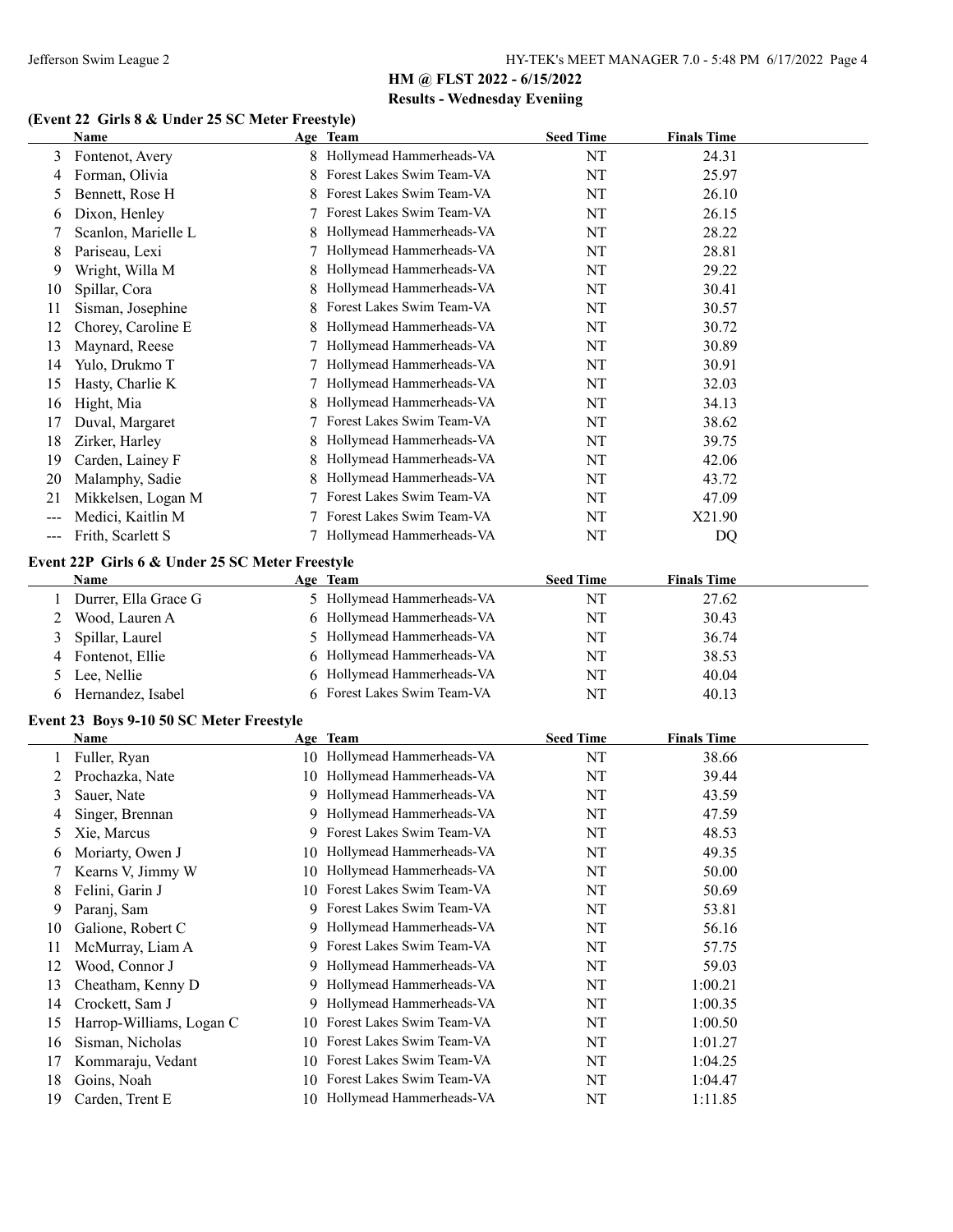## HM @ FLST 2022 - 6/15/2022

### Results - Wednesday Eveniing

#### (Event 22 Girls 8 & Under 25 SC Meter Freestyle)

| | Name | Age | Team | Seed Time | Finals Time |
|---|---|---|---|---|---|
| 3 | Fontenot, Avery | 8 | Hollymead Hammerheads-VA | NT | 24.31 |
| 4 | Forman, Olivia | 8 | Forest Lakes Swim Team-VA | NT | 25.97 |
| 5 | Bennett, Rose H | 8 | Forest Lakes Swim Team-VA | NT | 26.10 |
| 6 | Dixon, Henley | 7 | Forest Lakes Swim Team-VA | NT | 26.15 |
| 7 | Scanlon, Marielle L | 8 | Hollymead Hammerheads-VA | NT | 28.22 |
| 8 | Pariseau, Lexi | 7 | Hollymead Hammerheads-VA | NT | 28.81 |
| 9 | Wright, Willa M | 8 | Hollymead Hammerheads-VA | NT | 29.22 |
| 10 | Spillar, Cora | 8 | Hollymead Hammerheads-VA | NT | 30.41 |
| 11 | Sisman, Josephine | 8 | Forest Lakes Swim Team-VA | NT | 30.57 |
| 12 | Chorey, Caroline E | 8 | Hollymead Hammerheads-VA | NT | 30.72 |
| 13 | Maynard, Reese | 7 | Hollymead Hammerheads-VA | NT | 30.89 |
| 14 | Yulo, Drukmo T | 7 | Hollymead Hammerheads-VA | NT | 30.91 |
| 15 | Hasty, Charlie K | 7 | Hollymead Hammerheads-VA | NT | 32.03 |
| 16 | Hight, Mia | 8 | Hollymead Hammerheads-VA | NT | 34.13 |
| 17 | Duval, Margaret | 7 | Forest Lakes Swim Team-VA | NT | 38.62 |
| 18 | Zirker, Harley | 8 | Hollymead Hammerheads-VA | NT | 39.75 |
| 19 | Carden, Lainey F | 8 | Hollymead Hammerheads-VA | NT | 42.06 |
| 20 | Malamphy, Sadie | 8 | Hollymead Hammerheads-VA | NT | 43.72 |
| 21 | Mikkelsen, Logan M | 7 | Forest Lakes Swim Team-VA | NT | 47.09 |
| --- | Medici, Kaitlin M | 7 | Forest Lakes Swim Team-VA | NT | X21.90 |
| --- | Frith, Scarlett S | 7 | Hollymead Hammerheads-VA | NT | DQ |

#### Event 22P Girls 6 & Under 25 SC Meter Freestyle

| | Name | Age | Team | Seed Time | Finals Time |
|---|---|---|---|---|---|
| 1 | Durrer, Ella Grace G | 5 | Hollymead Hammerheads-VA | NT | 27.62 |
| 2 | Wood, Lauren A | 6 | Hollymead Hammerheads-VA | NT | 30.43 |
| 3 | Spillar, Laurel | 5 | Hollymead Hammerheads-VA | NT | 36.74 |
| 4 | Fontenot, Ellie | 6 | Hollymead Hammerheads-VA | NT | 38.53 |
| 5 | Lee, Nellie | 6 | Hollymead Hammerheads-VA | NT | 40.04 |
| 6 | Hernandez, Isabel | 6 | Forest Lakes Swim Team-VA | NT | 40.13 |

#### Event 23 Boys 9-10 50 SC Meter Freestyle

| | Name | Age | Team | Seed Time | Finals Time |
|---|---|---|---|---|---|
| 1 | Fuller, Ryan | 10 | Hollymead Hammerheads-VA | NT | 38.66 |
| 2 | Prochazka, Nate | 10 | Hollymead Hammerheads-VA | NT | 39.44 |
| 3 | Sauer, Nate | 9 | Hollymead Hammerheads-VA | NT | 43.59 |
| 4 | Singer, Brennan | 9 | Hollymead Hammerheads-VA | NT | 47.59 |
| 5 | Xie, Marcus | 9 | Forest Lakes Swim Team-VA | NT | 48.53 |
| 6 | Moriarty, Owen J | 10 | Hollymead Hammerheads-VA | NT | 49.35 |
| 7 | Kearns V, Jimmy W | 10 | Hollymead Hammerheads-VA | NT | 50.00 |
| 8 | Felini, Garin J | 10 | Forest Lakes Swim Team-VA | NT | 50.69 |
| 9 | Paranj, Sam | 9 | Forest Lakes Swim Team-VA | NT | 53.81 |
| 10 | Galione, Robert C | 9 | Hollymead Hammerheads-VA | NT | 56.16 |
| 11 | McMurray, Liam A | 9 | Forest Lakes Swim Team-VA | NT | 57.75 |
| 12 | Wood, Connor J | 9 | Hollymead Hammerheads-VA | NT | 59.03 |
| 13 | Cheatham, Kenny D | 9 | Hollymead Hammerheads-VA | NT | 1:00.21 |
| 14 | Crockett, Sam J | 9 | Hollymead Hammerheads-VA | NT | 1:00.35 |
| 15 | Harrop-Williams, Logan C | 10 | Forest Lakes Swim Team-VA | NT | 1:00.50 |
| 16 | Sisman, Nicholas | 10 | Forest Lakes Swim Team-VA | NT | 1:01.27 |
| 17 | Kommaraju, Vedant | 10 | Forest Lakes Swim Team-VA | NT | 1:04.25 |
| 18 | Goins, Noah | 10 | Forest Lakes Swim Team-VA | NT | 1:04.47 |
| 19 | Carden, Trent E | 10 | Hollymead Hammerheads-VA | NT | 1:11.85 |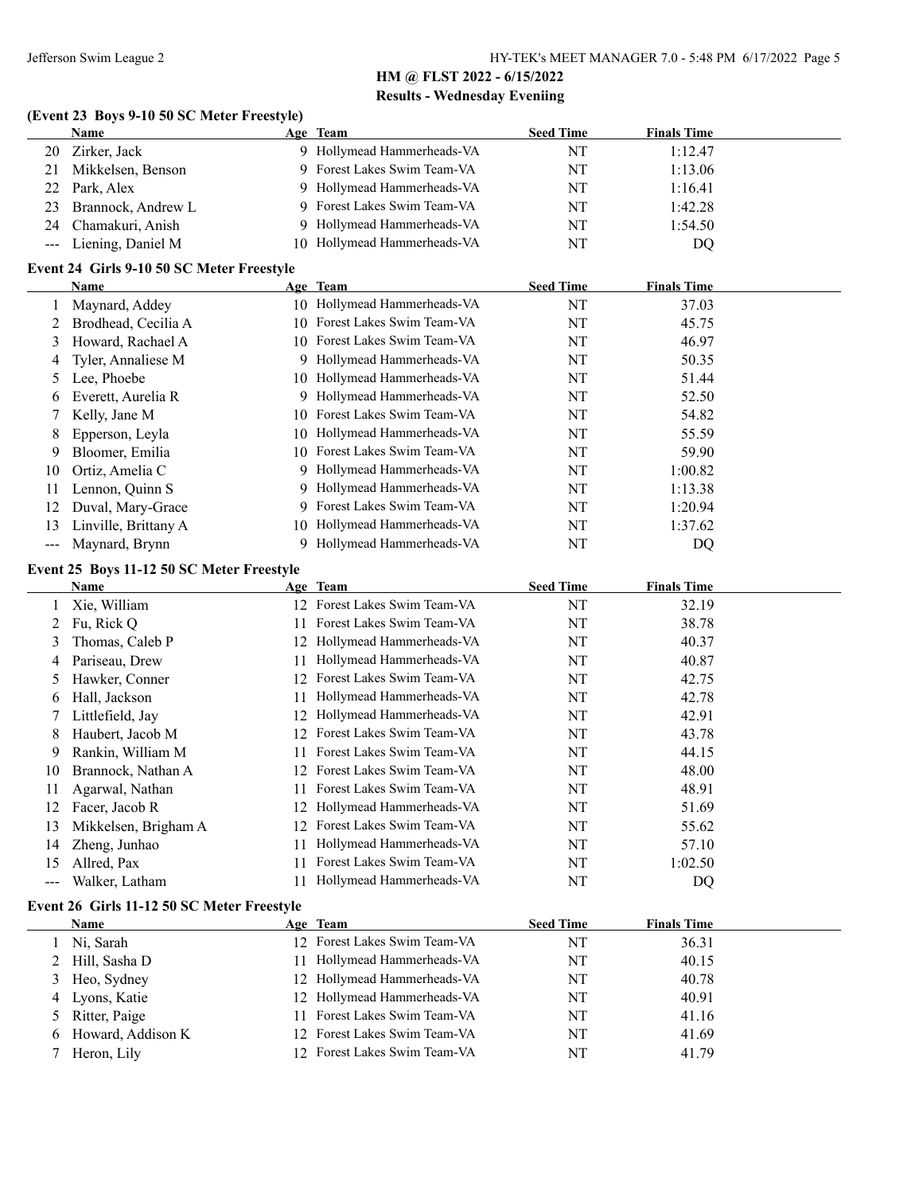## HM @ FLST 2022 - 6/15/2022

### Results - Wednesday Eveniing

**(Event 23 Boys 9-10 50 SC Meter Freestyle)**

| | Name | Age | Team | Seed Time | Finals Time |
|---|---|---|---|---|---|
| 20 | Zirker, Jack | 9 | Hollymead Hammerheads-VA | NT | 1:12.47 |
| 21 | Mikkelsen, Benson | 9 | Forest Lakes Swim Team-VA | NT | 1:13.06 |
| 22 | Park, Alex | 9 | Hollymead Hammerheads-VA | NT | 1:16.41 |
| 23 | Brannock, Andrew L | 9 | Forest Lakes Swim Team-VA | NT | 1:42.28 |
| 24 | Chamakuri, Anish | 9 | Hollymead Hammerheads-VA | NT | 1:54.50 |
| --- | Liening, Daniel M | 10 | Hollymead Hammerheads-VA | NT | DQ |

**Event 24 Girls 9-10 50 SC Meter Freestyle**

| | Name | Age | Team | Seed Time | Finals Time |
|---|---|---|---|---|---|
| 1 | Maynard, Addey | 10 | Hollymead Hammerheads-VA | NT | 37.03 |
| 2 | Brodhead, Cecilia A | 10 | Forest Lakes Swim Team-VA | NT | 45.75 |
| 3 | Howard, Rachael A | 10 | Forest Lakes Swim Team-VA | NT | 46.97 |
| 4 | Tyler, Annaliese M | 9 | Hollymead Hammerheads-VA | NT | 50.35 |
| 5 | Lee, Phoebe | 10 | Hollymead Hammerheads-VA | NT | 51.44 |
| 6 | Everett, Aurelia R | 9 | Hollymead Hammerheads-VA | NT | 52.50 |
| 7 | Kelly, Jane M | 10 | Forest Lakes Swim Team-VA | NT | 54.82 |
| 8 | Epperson, Leyla | 10 | Hollymead Hammerheads-VA | NT | 55.59 |
| 9 | Bloomer, Emilia | 10 | Forest Lakes Swim Team-VA | NT | 59.90 |
| 10 | Ortiz, Amelia C | 9 | Hollymead Hammerheads-VA | NT | 1:00.82 |
| 11 | Lennon, Quinn S | 9 | Hollymead Hammerheads-VA | NT | 1:13.38 |
| 12 | Duval, Mary-Grace | 9 | Forest Lakes Swim Team-VA | NT | 1:20.94 |
| 13 | Linville, Brittany A | 10 | Hollymead Hammerheads-VA | NT | 1:37.62 |
| --- | Maynard, Brynn | 9 | Hollymead Hammerheads-VA | NT | DQ |

**Event 25 Boys 11-12 50 SC Meter Freestyle**

| | Name | Age | Team | Seed Time | Finals Time |
|---|---|---|---|---|---|
| 1 | Xie, William | 12 | Forest Lakes Swim Team-VA | NT | 32.19 |
| 2 | Fu, Rick Q | 11 | Forest Lakes Swim Team-VA | NT | 38.78 |
| 3 | Thomas, Caleb P | 12 | Hollymead Hammerheads-VA | NT | 40.37 |
| 4 | Pariseau, Drew | 11 | Hollymead Hammerheads-VA | NT | 40.87 |
| 5 | Hawker, Conner | 12 | Forest Lakes Swim Team-VA | NT | 42.75 |
| 6 | Hall, Jackson | 11 | Hollymead Hammerheads-VA | NT | 42.78 |
| 7 | Littlefield, Jay | 12 | Hollymead Hammerheads-VA | NT | 42.91 |
| 8 | Haubert, Jacob M | 12 | Forest Lakes Swim Team-VA | NT | 43.78 |
| 9 | Rankin, William M | 11 | Forest Lakes Swim Team-VA | NT | 44.15 |
| 10 | Brannock, Nathan A | 12 | Forest Lakes Swim Team-VA | NT | 48.00 |
| 11 | Agarwal, Nathan | 11 | Forest Lakes Swim Team-VA | NT | 48.91 |
| 12 | Facer, Jacob R | 12 | Hollymead Hammerheads-VA | NT | 51.69 |
| 13 | Mikkelsen, Brigham A | 12 | Forest Lakes Swim Team-VA | NT | 55.62 |
| 14 | Zheng, Junhao | 11 | Hollymead Hammerheads-VA | NT | 57.10 |
| 15 | Allred, Pax | 11 | Forest Lakes Swim Team-VA | NT | 1:02.50 |
| --- | Walker, Latham | 11 | Hollymead Hammerheads-VA | NT | DQ |

**Event 26 Girls 11-12 50 SC Meter Freestyle**

| | Name | Age | Team | Seed Time | Finals Time |
|---|---|---|---|---|---|
| 1 | Ni, Sarah | 12 | Forest Lakes Swim Team-VA | NT | 36.31 |
| 2 | Hill, Sasha D | 11 | Hollymead Hammerheads-VA | NT | 40.15 |
| 3 | Heo, Sydney | 12 | Hollymead Hammerheads-VA | NT | 40.78 |
| 4 | Lyons, Katie | 12 | Hollymead Hammerheads-VA | NT | 40.91 |
| 5 | Ritter, Paige | 11 | Forest Lakes Swim Team-VA | NT | 41.16 |
| 6 | Howard, Addison K | 12 | Forest Lakes Swim Team-VA | NT | 41.69 |
| 7 | Heron, Lily | 12 | Forest Lakes Swim Team-VA | NT | 41.79 |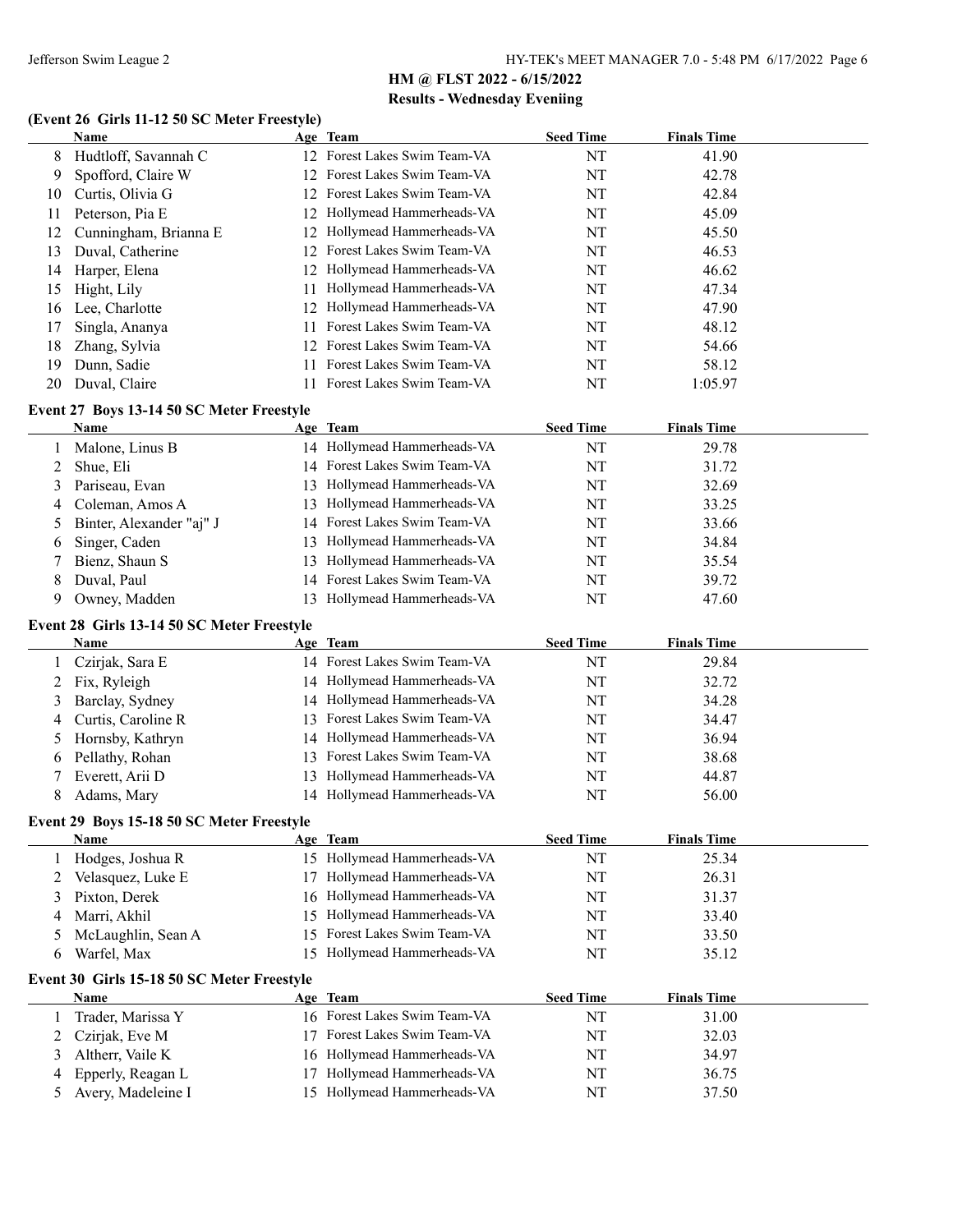## HM @ FLST 2022 - 6/15/2022

### Results - Wednesday Eveniing

### (Event 26 Girls 11-12 50 SC Meter Freestyle)

| | Name | Age | Team | Seed Time | Finals Time |
|---|---|---|---|---|---|
| 8 | Hudtloff, Savannah C | 12 | Forest Lakes Swim Team-VA | NT | 41.90 |
| 9 | Spofford, Claire W | 12 | Forest Lakes Swim Team-VA | NT | 42.78 |
| 10 | Curtis, Olivia G | 12 | Forest Lakes Swim Team-VA | NT | 42.84 |
| 11 | Peterson, Pia E | 12 | Hollymead Hammerheads-VA | NT | 45.09 |
| 12 | Cunningham, Brianna E | 12 | Hollymead Hammerheads-VA | NT | 45.50 |
| 13 | Duval, Catherine | 12 | Forest Lakes Swim Team-VA | NT | 46.53 |
| 14 | Harper, Elena | 12 | Hollymead Hammerheads-VA | NT | 46.62 |
| 15 | Hight, Lily | 11 | Hollymead Hammerheads-VA | NT | 47.34 |
| 16 | Lee, Charlotte | 12 | Hollymead Hammerheads-VA | NT | 47.90 |
| 17 | Singla, Ananya | 11 | Forest Lakes Swim Team-VA | NT | 48.12 |
| 18 | Zhang, Sylvia | 12 | Forest Lakes Swim Team-VA | NT | 54.66 |
| 19 | Dunn, Sadie | 11 | Forest Lakes Swim Team-VA | NT | 58.12 |
| 20 | Duval, Claire | 11 | Forest Lakes Swim Team-VA | NT | 1:05.97 |

### Event 27 Boys 13-14 50 SC Meter Freestyle

| | Name | Age | Team | Seed Time | Finals Time |
|---|---|---|---|---|---|
| 1 | Malone, Linus B | 14 | Hollymead Hammerheads-VA | NT | 29.78 |
| 2 | Shue, Eli | 14 | Forest Lakes Swim Team-VA | NT | 31.72 |
| 3 | Pariseau, Evan | 13 | Hollymead Hammerheads-VA | NT | 32.69 |
| 4 | Coleman, Amos A | 13 | Hollymead Hammerheads-VA | NT | 33.25 |
| 5 | Binter, Alexander "aj" J | 14 | Forest Lakes Swim Team-VA | NT | 33.66 |
| 6 | Singer, Caden | 13 | Hollymead Hammerheads-VA | NT | 34.84 |
| 7 | Bienz, Shaun S | 13 | Hollymead Hammerheads-VA | NT | 35.54 |
| 8 | Duval, Paul | 14 | Forest Lakes Swim Team-VA | NT | 39.72 |
| 9 | Owney, Madden | 13 | Hollymead Hammerheads-VA | NT | 47.60 |

### Event 28 Girls 13-14 50 SC Meter Freestyle

| | Name | Age | Team | Seed Time | Finals Time |
|---|---|---|---|---|---|
| 1 | Czirjak, Sara E | 14 | Forest Lakes Swim Team-VA | NT | 29.84 |
| 2 | Fix, Ryleigh | 14 | Hollymead Hammerheads-VA | NT | 32.72 |
| 3 | Barclay, Sydney | 14 | Hollymead Hammerheads-VA | NT | 34.28 |
| 4 | Curtis, Caroline R | 13 | Forest Lakes Swim Team-VA | NT | 34.47 |
| 5 | Hornsby, Kathryn | 14 | Hollymead Hammerheads-VA | NT | 36.94 |
| 6 | Pellathy, Rohan | 13 | Forest Lakes Swim Team-VA | NT | 38.68 |
| 7 | Everett, Arii D | 13 | Hollymead Hammerheads-VA | NT | 44.87 |
| 8 | Adams, Mary | 14 | Hollymead Hammerheads-VA | NT | 56.00 |

### Event 29 Boys 15-18 50 SC Meter Freestyle

| | Name | Age | Team | Seed Time | Finals Time |
|---|---|---|---|---|---|
| 1 | Hodges, Joshua R | 15 | Hollymead Hammerheads-VA | NT | 25.34 |
| 2 | Velasquez, Luke E | 17 | Hollymead Hammerheads-VA | NT | 26.31 |
| 3 | Pixton, Derek | 16 | Hollymead Hammerheads-VA | NT | 31.37 |
| 4 | Marri, Akhil | 15 | Hollymead Hammerheads-VA | NT | 33.40 |
| 5 | McLaughlin, Sean A | 15 | Forest Lakes Swim Team-VA | NT | 33.50 |
| 6 | Warfel, Max | 15 | Hollymead Hammerheads-VA | NT | 35.12 |

### Event 30 Girls 15-18 50 SC Meter Freestyle

| | Name | Age | Team | Seed Time | Finals Time |
|---|---|---|---|---|---|
| 1 | Trader, Marissa Y | 16 | Forest Lakes Swim Team-VA | NT | 31.00 |
| 2 | Czirjak, Eve M | 17 | Forest Lakes Swim Team-VA | NT | 32.03 |
| 3 | Altherr, Vaile K | 16 | Hollymead Hammerheads-VA | NT | 34.97 |
| 4 | Epperly, Reagan L | 17 | Hollymead Hammerheads-VA | NT | 36.75 |
| 5 | Avery, Madeleine I | 15 | Hollymead Hammerheads-VA | NT | 37.50 |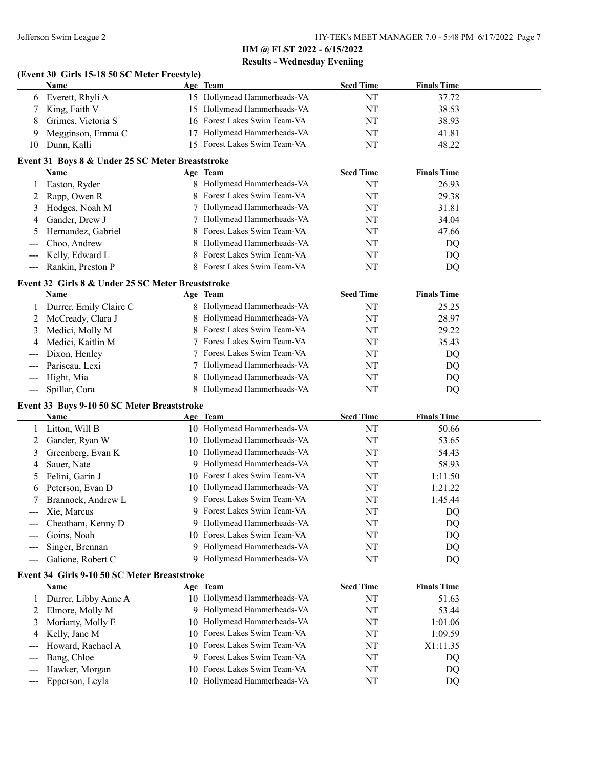## HM @ FLST 2022 - 6/15/2022
### Results - Wednesday Eveniing

**(Event 30 Girls 15-18 50 SC Meter Freestyle)**

| | Name | Age | Team | Seed Time | Finals Time |
|---|---|---|---|---|---|
| 6 | Everett, Rhyli A | 15 | Hollymead Hammerheads-VA | NT | 37.72 |
| 7 | King, Faith V | 15 | Hollymead Hammerheads-VA | NT | 38.53 |
| 8 | Grimes, Victoria S | 16 | Forest Lakes Swim Team-VA | NT | 38.93 |
| 9 | Megginson, Emma C | 17 | Hollymead Hammerheads-VA | NT | 41.81 |
| 10 | Dunn, Kalli | 15 | Forest Lakes Swim Team-VA | NT | 48.22 |

**Event 31 Boys 8 & Under 25 SC Meter Breaststroke**

| | Name | Age | Team | Seed Time | Finals Time |
|---|---|---|---|---|---|
| 1 | Easton, Ryder | 8 | Hollymead Hammerheads-VA | NT | 26.93 |
| 2 | Rapp, Owen R | 8 | Forest Lakes Swim Team-VA | NT | 29.38 |
| 3 | Hodges, Noah M | 7 | Hollymead Hammerheads-VA | NT | 31.81 |
| 4 | Gander, Drew J | 7 | Hollymead Hammerheads-VA | NT | 34.04 |
| 5 | Hernandez, Gabriel | 8 | Forest Lakes Swim Team-VA | NT | 47.66 |
| --- | Choo, Andrew | 8 | Hollymead Hammerheads-VA | NT | DQ |
| --- | Kelly, Edward L | 8 | Forest Lakes Swim Team-VA | NT | DQ |
| --- | Rankin, Preston P | 8 | Forest Lakes Swim Team-VA | NT | DQ |

**Event 32 Girls 8 & Under 25 SC Meter Breaststroke**

| | Name | Age | Team | Seed Time | Finals Time |
|---|---|---|---|---|---|
| 1 | Durrer, Emily Claire C | 8 | Hollymead Hammerheads-VA | NT | 25.25 |
| 2 | McCready, Clara J | 8 | Hollymead Hammerheads-VA | NT | 28.97 |
| 3 | Medici, Molly M | 8 | Forest Lakes Swim Team-VA | NT | 29.22 |
| 4 | Medici, Kaitlin M | 7 | Forest Lakes Swim Team-VA | NT | 35.43 |
| --- | Dixon, Henley | 7 | Forest Lakes Swim Team-VA | NT | DQ |
| --- | Pariseau, Lexi | 7 | Hollymead Hammerheads-VA | NT | DQ |
| --- | Hight, Mia | 8 | Hollymead Hammerheads-VA | NT | DQ |
| --- | Spillar, Cora | 8 | Hollymead Hammerheads-VA | NT | DQ |

**Event 33 Boys 9-10 50 SC Meter Breaststroke**

| | Name | Age | Team | Seed Time | Finals Time |
|---|---|---|---|---|---|
| 1 | Litton, Will B | 10 | Hollymead Hammerheads-VA | NT | 50.66 |
| 2 | Gander, Ryan W | 10 | Hollymead Hammerheads-VA | NT | 53.65 |
| 3 | Greenberg, Evan K | 10 | Hollymead Hammerheads-VA | NT | 54.43 |
| 4 | Sauer, Nate | 9 | Hollymead Hammerheads-VA | NT | 58.93 |
| 5 | Felini, Garin J | 10 | Forest Lakes Swim Team-VA | NT | 1:11.50 |
| 6 | Peterson, Evan D | 10 | Hollymead Hammerheads-VA | NT | 1:21.22 |
| 7 | Brannock, Andrew L | 9 | Forest Lakes Swim Team-VA | NT | 1:45.44 |
| --- | Xie, Marcus | 9 | Forest Lakes Swim Team-VA | NT | DQ |
| --- | Cheatham, Kenny D | 9 | Hollymead Hammerheads-VA | NT | DQ |
| --- | Goins, Noah | 10 | Forest Lakes Swim Team-VA | NT | DQ |
| --- | Singer, Brennan | 9 | Hollymead Hammerheads-VA | NT | DQ |
| --- | Galione, Robert C | 9 | Hollymead Hammerheads-VA | NT | DQ |

**Event 34 Girls 9-10 50 SC Meter Breaststroke**

| | Name | Age | Team | Seed Time | Finals Time |
|---|---|---|---|---|---|
| 1 | Durrer, Libby Anne A | 10 | Hollymead Hammerheads-VA | NT | 51.63 |
| 2 | Elmore, Molly M | 9 | Hollymead Hammerheads-VA | NT | 53.44 |
| 3 | Moriarty, Molly E | 10 | Hollymead Hammerheads-VA | NT | 1:01.06 |
| 4 | Kelly, Jane M | 10 | Forest Lakes Swim Team-VA | NT | 1:09.59 |
| --- | Howard, Rachael A | 10 | Forest Lakes Swim Team-VA | NT | X1:11.35 |
| --- | Bang, Chloe | 9 | Forest Lakes Swim Team-VA | NT | DQ |
| --- | Hawker, Morgan | 10 | Forest Lakes Swim Team-VA | NT | DQ |
| --- | Epperson, Leyla | 10 | Hollymead Hammerheads-VA | NT | DQ |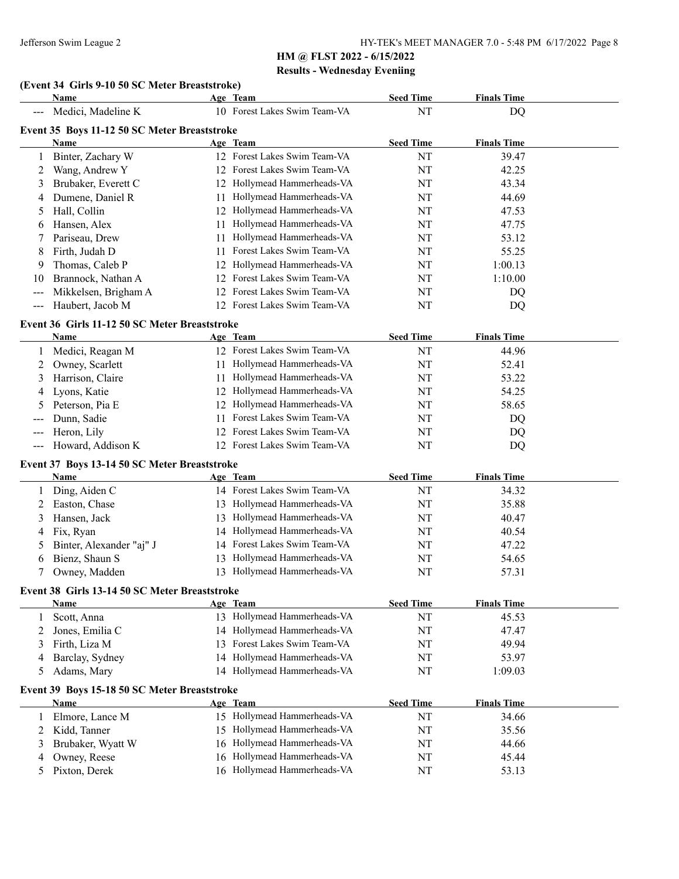## HM @ FLST 2022 - 6/15/2022

### Results - Wednesday Eveniing

#### (Event 34 Girls 9-10 50 SC Meter Breaststroke)

| | Name | Age | Team | Seed Time | Finals Time |
|---|---|---|---|---|---|
| --- | Medici, Madeline K | 10 | Forest Lakes Swim Team-VA | NT | DQ |

#### Event 35 Boys 11-12 50 SC Meter Breaststroke

| | Name | Age | Team | Seed Time | Finals Time |
|---|---|---|---|---|---|
| 1 | Binter, Zachary W | 12 | Forest Lakes Swim Team-VA | NT | 39.47 |
| 2 | Wang, Andrew Y | 12 | Forest Lakes Swim Team-VA | NT | 42.25 |
| 3 | Brubaker, Everett C | 12 | Hollymead Hammerheads-VA | NT | 43.34 |
| 4 | Dumene, Daniel R | 11 | Hollymead Hammerheads-VA | NT | 44.69 |
| 5 | Hall, Collin | 12 | Hollymead Hammerheads-VA | NT | 47.53 |
| 6 | Hansen, Alex | 11 | Hollymead Hammerheads-VA | NT | 47.75 |
| 7 | Pariseau, Drew | 11 | Hollymead Hammerheads-VA | NT | 53.12 |
| 8 | Firth, Judah D | 11 | Forest Lakes Swim Team-VA | NT | 55.25 |
| 9 | Thomas, Caleb P | 12 | Hollymead Hammerheads-VA | NT | 1:00.13 |
| 10 | Brannock, Nathan A | 12 | Forest Lakes Swim Team-VA | NT | 1:10.00 |
| --- | Mikkelsen, Brigham A | 12 | Forest Lakes Swim Team-VA | NT | DQ |
| --- | Haubert, Jacob M | 12 | Forest Lakes Swim Team-VA | NT | DQ |

#### Event 36 Girls 11-12 50 SC Meter Breaststroke

| | Name | Age | Team | Seed Time | Finals Time |
|---|---|---|---|---|---|
| 1 | Medici, Reagan M | 12 | Forest Lakes Swim Team-VA | NT | 44.96 |
| 2 | Owney, Scarlett | 11 | Hollymead Hammerheads-VA | NT | 52.41 |
| 3 | Harrison, Claire | 11 | Hollymead Hammerheads-VA | NT | 53.22 |
| 4 | Lyons, Katie | 12 | Hollymead Hammerheads-VA | NT | 54.25 |
| 5 | Peterson, Pia E | 12 | Hollymead Hammerheads-VA | NT | 58.65 |
| --- | Dunn, Sadie | 11 | Forest Lakes Swim Team-VA | NT | DQ |
| --- | Heron, Lily | 12 | Forest Lakes Swim Team-VA | NT | DQ |
| --- | Howard, Addison K | 12 | Forest Lakes Swim Team-VA | NT | DQ |

#### Event 37 Boys 13-14 50 SC Meter Breaststroke

| | Name | Age | Team | Seed Time | Finals Time |
|---|---|---|---|---|---|
| 1 | Ding, Aiden C | 14 | Forest Lakes Swim Team-VA | NT | 34.32 |
| 2 | Easton, Chase | 13 | Hollymead Hammerheads-VA | NT | 35.88 |
| 3 | Hansen, Jack | 13 | Hollymead Hammerheads-VA | NT | 40.47 |
| 4 | Fix, Ryan | 14 | Hollymead Hammerheads-VA | NT | 40.54 |
| 5 | Binter, Alexander "aj" J | 14 | Forest Lakes Swim Team-VA | NT | 47.22 |
| 6 | Bienz, Shaun S | 13 | Hollymead Hammerheads-VA | NT | 54.65 |
| 7 | Owney, Madden | 13 | Hollymead Hammerheads-VA | NT | 57.31 |

#### Event 38 Girls 13-14 50 SC Meter Breaststroke

| | Name | Age | Team | Seed Time | Finals Time |
|---|---|---|---|---|---|
| 1 | Scott, Anna | 13 | Hollymead Hammerheads-VA | NT | 45.53 |
| 2 | Jones, Emilia C | 14 | Hollymead Hammerheads-VA | NT | 47.47 |
| 3 | Firth, Liza M | 13 | Forest Lakes Swim Team-VA | NT | 49.94 |
| 4 | Barclay, Sydney | 14 | Hollymead Hammerheads-VA | NT | 53.97 |
| 5 | Adams, Mary | 14 | Hollymead Hammerheads-VA | NT | 1:09.03 |

#### Event 39 Boys 15-18 50 SC Meter Breaststroke

| | Name | Age | Team | Seed Time | Finals Time |
|---|---|---|---|---|---|
| 1 | Elmore, Lance M | 15 | Hollymead Hammerheads-VA | NT | 34.66 |
| 2 | Kidd, Tanner | 15 | Hollymead Hammerheads-VA | NT | 35.56 |
| 3 | Brubaker, Wyatt W | 16 | Hollymead Hammerheads-VA | NT | 44.66 |
| 4 | Owney, Reese | 16 | Hollymead Hammerheads-VA | NT | 45.44 |
| 5 | Pixton, Derek | 16 | Hollymead Hammerheads-VA | NT | 53.13 |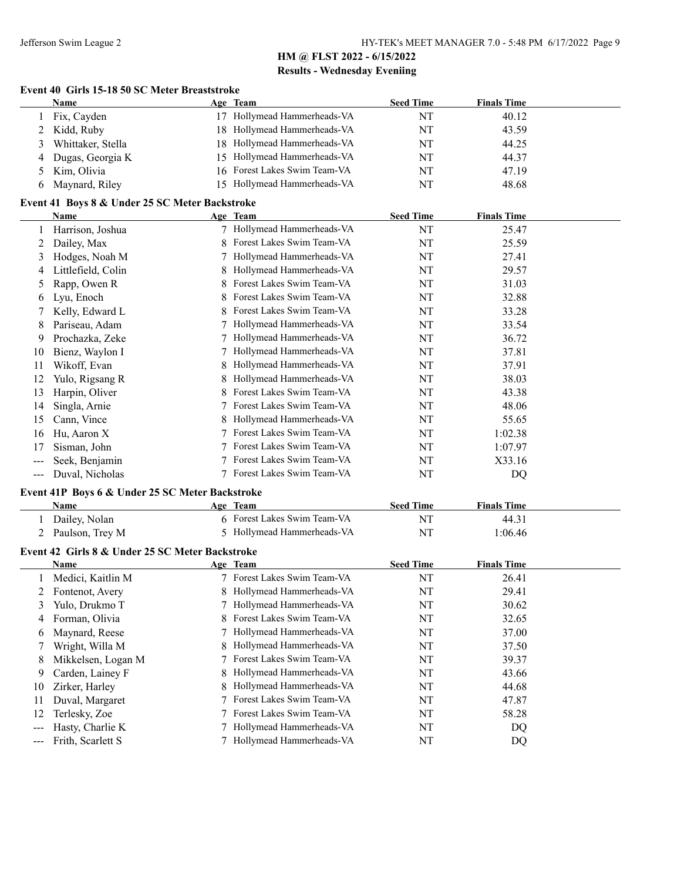## HM @ FLST 2022 - 6/15/2022

### Results - Wednesday Eveniing

#### Event 40 Girls 15-18 50 SC Meter Breaststroke

| | Name | Age | Team | Seed Time | Finals Time |
|---|---|---|---|---|---|
| 1 | Fix, Cayden | 17 | Hollymead Hammerheads-VA | NT | 40.12 |
| 2 | Kidd, Ruby | 18 | Hollymead Hammerheads-VA | NT | 43.59 |
| 3 | Whittaker, Stella | 18 | Hollymead Hammerheads-VA | NT | 44.25 |
| 4 | Dugas, Georgia K | 15 | Hollymead Hammerheads-VA | NT | 44.37 |
| 5 | Kim, Olivia | 16 | Forest Lakes Swim Team-VA | NT | 47.19 |
| 6 | Maynard, Riley | 15 | Hollymead Hammerheads-VA | NT | 48.68 |

#### Event 41 Boys 8 & Under 25 SC Meter Backstroke

| | Name | Age | Team | Seed Time | Finals Time |
|---|---|---|---|---|---|
| 1 | Harrison, Joshua | 7 | Hollymead Hammerheads-VA | NT | 25.47 |
| 2 | Dailey, Max | 8 | Forest Lakes Swim Team-VA | NT | 25.59 |
| 3 | Hodges, Noah M | 7 | Hollymead Hammerheads-VA | NT | 27.41 |
| 4 | Littlefield, Colin | 8 | Hollymead Hammerheads-VA | NT | 29.57 |
| 5 | Rapp, Owen R | 8 | Forest Lakes Swim Team-VA | NT | 31.03 |
| 6 | Lyu, Enoch | 8 | Forest Lakes Swim Team-VA | NT | 32.88 |
| 7 | Kelly, Edward L | 8 | Forest Lakes Swim Team-VA | NT | 33.28 |
| 8 | Pariseau, Adam | 7 | Hollymead Hammerheads-VA | NT | 33.54 |
| 9 | Prochazka, Zeke | 7 | Hollymead Hammerheads-VA | NT | 36.72 |
| 10 | Bienz, Waylon I | 7 | Hollymead Hammerheads-VA | NT | 37.81 |
| 11 | Wikoff, Evan | 8 | Hollymead Hammerheads-VA | NT | 37.91 |
| 12 | Yulo, Rigsang R | 8 | Hollymead Hammerheads-VA | NT | 38.03 |
| 13 | Harpin, Oliver | 8 | Forest Lakes Swim Team-VA | NT | 43.38 |
| 14 | Singla, Arnie | 7 | Forest Lakes Swim Team-VA | NT | 48.06 |
| 15 | Cann, Vince | 8 | Hollymead Hammerheads-VA | NT | 55.65 |
| 16 | Hu, Aaron X | 7 | Forest Lakes Swim Team-VA | NT | 1:02.38 |
| 17 | Sisman, John | 7 | Forest Lakes Swim Team-VA | NT | 1:07.97 |
| --- | Seek, Benjamin | 7 | Forest Lakes Swim Team-VA | NT | X33.16 |
| --- | Duval, Nicholas | 7 | Forest Lakes Swim Team-VA | NT | DQ |

#### Event 41P Boys 6 & Under 25 SC Meter Backstroke

| | Name | Age | Team | Seed Time | Finals Time |
|---|---|---|---|---|---|
| 1 | Dailey, Nolan | 6 | Forest Lakes Swim Team-VA | NT | 44.31 |
| 2 | Paulson, Trey M | 5 | Hollymead Hammerheads-VA | NT | 1:06.46 |

#### Event 42 Girls 8 & Under 25 SC Meter Backstroke

| | Name | Age | Team | Seed Time | Finals Time |
|---|---|---|---|---|---|
| 1 | Medici, Kaitlin M | 7 | Forest Lakes Swim Team-VA | NT | 26.41 |
| 2 | Fontenot, Avery | 8 | Hollymead Hammerheads-VA | NT | 29.41 |
| 3 | Yulo, Drukmo T | 7 | Hollymead Hammerheads-VA | NT | 30.62 |
| 4 | Forman, Olivia | 8 | Forest Lakes Swim Team-VA | NT | 32.65 |
| 6 | Maynard, Reese | 7 | Hollymead Hammerheads-VA | NT | 37.00 |
| 7 | Wright, Willa M | 8 | Hollymead Hammerheads-VA | NT | 37.50 |
| 8 | Mikkelsen, Logan M | 7 | Forest Lakes Swim Team-VA | NT | 39.37 |
| 9 | Carden, Lainey F | 8 | Hollymead Hammerheads-VA | NT | 43.66 |
| 10 | Zirker, Harley | 8 | Hollymead Hammerheads-VA | NT | 44.68 |
| 11 | Duval, Margaret | 7 | Forest Lakes Swim Team-VA | NT | 47.87 |
| 12 | Terlesky, Zoe | 7 | Forest Lakes Swim Team-VA | NT | 58.28 |
| --- | Hasty, Charlie K | 7 | Hollymead Hammerheads-VA | NT | DQ |
| --- | Frith, Scarlett S | 7 | Hollymead Hammerheads-VA | NT | DQ |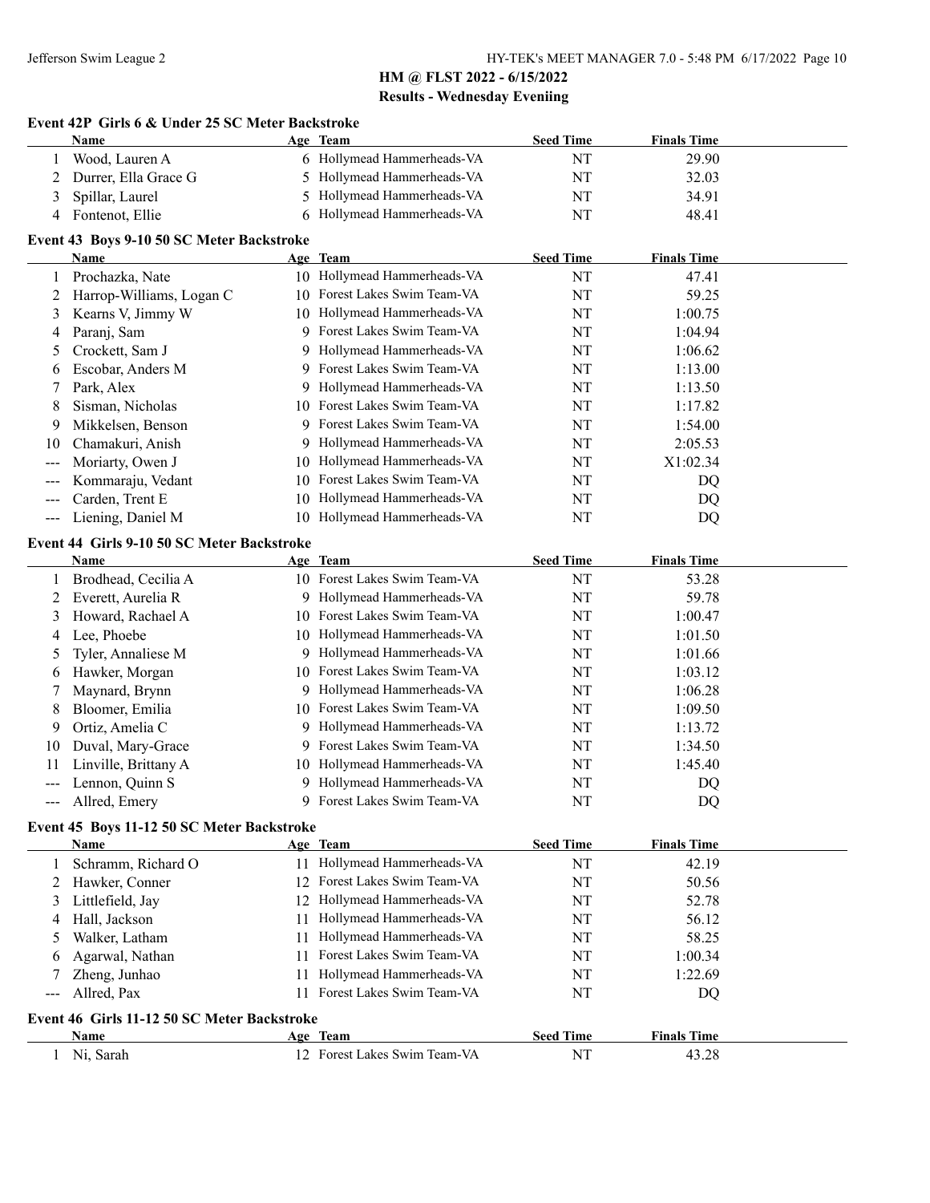# HM @ FLST 2022 - 6/15/2022

## Results - Wednesday Eveniing

### Event 42P Girls 6 & Under 25 SC Meter Backstroke

| | Name | Age | Team | Seed Time | Finals Time |
|---|---|---|---|---|---|
| 1 | Wood, Lauren A | 6 | Hollymead Hammerheads-VA | NT | 29.90 |
| 2 | Durrer, Ella Grace G | 5 | Hollymead Hammerheads-VA | NT | 32.03 |
| 3 | Spillar, Laurel | 5 | Hollymead Hammerheads-VA | NT | 34.91 |
| 4 | Fontenot, Ellie | 6 | Hollymead Hammerheads-VA | NT | 48.41 |

### Event 43 Boys 9-10 50 SC Meter Backstroke

| | Name | Age | Team | Seed Time | Finals Time |
|---|---|---|---|---|---|
| 1 | Prochazka, Nate | 10 | Hollymead Hammerheads-VA | NT | 47.41 |
| 2 | Harrop-Williams, Logan C | 10 | Forest Lakes Swim Team-VA | NT | 59.25 |
| 3 | Kearns V, Jimmy W | 10 | Hollymead Hammerheads-VA | NT | 1:00.75 |
| 4 | Paranj, Sam | 9 | Forest Lakes Swim Team-VA | NT | 1:04.94 |
| 5 | Crockett, Sam J | 9 | Hollymead Hammerheads-VA | NT | 1:06.62 |
| 6 | Escobar, Anders M | 9 | Forest Lakes Swim Team-VA | NT | 1:13.00 |
| 7 | Park, Alex | 9 | Hollymead Hammerheads-VA | NT | 1:13.50 |
| 8 | Sisman, Nicholas | 10 | Forest Lakes Swim Team-VA | NT | 1:17.82 |
| 9 | Mikkelsen, Benson | 9 | Forest Lakes Swim Team-VA | NT | 1:54.00 |
| 10 | Chamakuri, Anish | 9 | Hollymead Hammerheads-VA | NT | 2:05.53 |
| --- | Moriarty, Owen J | 10 | Hollymead Hammerheads-VA | NT | X1:02.34 |
| --- | Kommaraju, Vedant | 10 | Forest Lakes Swim Team-VA | NT | DQ |
| --- | Carden, Trent E | 10 | Hollymead Hammerheads-VA | NT | DQ |
| --- | Liening, Daniel M | 10 | Hollymead Hammerheads-VA | NT | DQ |

### Event 44 Girls 9-10 50 SC Meter Backstroke

| | Name | Age | Team | Seed Time | Finals Time |
|---|---|---|---|---|---|
| 1 | Brodhead, Cecilia A | 10 | Forest Lakes Swim Team-VA | NT | 53.28 |
| 2 | Everett, Aurelia R | 9 | Hollymead Hammerheads-VA | NT | 59.78 |
| 3 | Howard, Rachael A | 10 | Forest Lakes Swim Team-VA | NT | 1:00.47 |
| 4 | Lee, Phoebe | 10 | Hollymead Hammerheads-VA | NT | 1:01.50 |
| 5 | Tyler, Annaliese M | 9 | Hollymead Hammerheads-VA | NT | 1:01.66 |
| 6 | Hawker, Morgan | 10 | Forest Lakes Swim Team-VA | NT | 1:03.12 |
| 7 | Maynard, Brynn | 9 | Hollymead Hammerheads-VA | NT | 1:06.28 |
| 8 | Bloomer, Emilia | 10 | Forest Lakes Swim Team-VA | NT | 1:09.50 |
| 9 | Ortiz, Amelia C | 9 | Hollymead Hammerheads-VA | NT | 1:13.72 |
| 10 | Duval, Mary-Grace | 9 | Forest Lakes Swim Team-VA | NT | 1:34.50 |
| 11 | Linville, Brittany A | 10 | Hollymead Hammerheads-VA | NT | 1:45.40 |
| --- | Lennon, Quinn S | 9 | Hollymead Hammerheads-VA | NT | DQ |
| --- | Allred, Emery | 9 | Forest Lakes Swim Team-VA | NT | DQ |

### Event 45 Boys 11-12 50 SC Meter Backstroke

| | Name | Age | Team | Seed Time | Finals Time |
|---|---|---|---|---|---|
| 1 | Schramm, Richard O | 11 | Hollymead Hammerheads-VA | NT | 42.19 |
| 2 | Hawker, Conner | 12 | Forest Lakes Swim Team-VA | NT | 50.56 |
| 3 | Littlefield, Jay | 12 | Hollymead Hammerheads-VA | NT | 52.78 |
| 4 | Hall, Jackson | 11 | Hollymead Hammerheads-VA | NT | 56.12 |
| 5 | Walker, Latham | 11 | Hollymead Hammerheads-VA | NT | 58.25 |
| 6 | Agarwal, Nathan | 11 | Forest Lakes Swim Team-VA | NT | 1:00.34 |
| 7 | Zheng, Junhao | 11 | Hollymead Hammerheads-VA | NT | 1:22.69 |
| --- | Allred, Pax | 11 | Forest Lakes Swim Team-VA | NT | DQ |

### Event 46 Girls 11-12 50 SC Meter Backstroke

| | Name | Age | Team | Seed Time | Finals Time |
|---|---|---|---|---|---|
| 1 | Ni, Sarah | 12 | Forest Lakes Swim Team-VA | NT | 43.28 |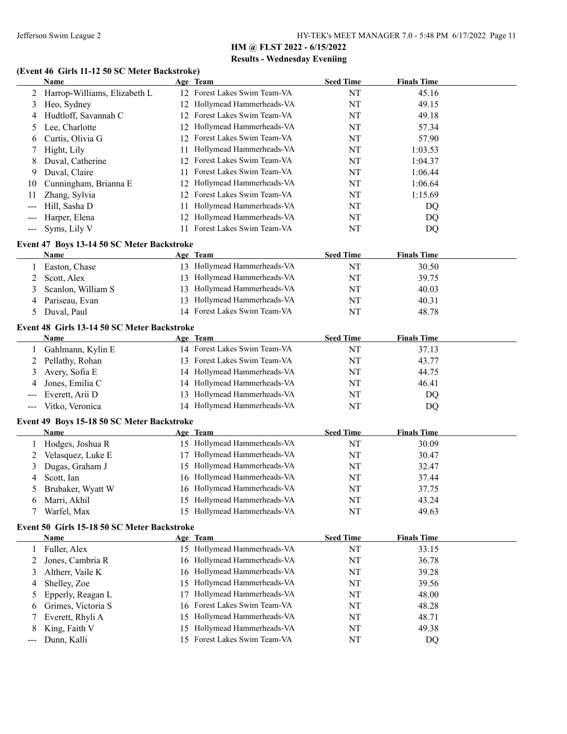## HM @ FLST 2022 - 6/15/2022

### Results - Wednesday Eveniing

#### (Event 46 Girls 11-12 50 SC Meter Backstroke)

| | Name | Age | Team | Seed Time | Finals Time |
|---|---|---|---|---|---|
| 2 | Harrop-Williams, Elizabeth L | 12 | Forest Lakes Swim Team-VA | NT | 45.16 |
| 3 | Heo, Sydney | 12 | Hollymead Hammerheads-VA | NT | 49.15 |
| 4 | Hudtloff, Savannah C | 12 | Forest Lakes Swim Team-VA | NT | 49.18 |
| 5 | Lee, Charlotte | 12 | Hollymead Hammerheads-VA | NT | 57.34 |
| 6 | Curtis, Olivia G | 12 | Forest Lakes Swim Team-VA | NT | 57.90 |
| 7 | Hight, Lily | 11 | Hollymead Hammerheads-VA | NT | 1:03.53 |
| 8 | Duval, Catherine | 12 | Forest Lakes Swim Team-VA | NT | 1:04.37 |
| 9 | Duval, Claire | 11 | Forest Lakes Swim Team-VA | NT | 1:06.44 |
| 10 | Cunningham, Brianna E | 12 | Hollymead Hammerheads-VA | NT | 1:06.64 |
| 11 | Zhang, Sylvia | 12 | Forest Lakes Swim Team-VA | NT | 1:15.69 |
| --- | Hill, Sasha D | 11 | Hollymead Hammerheads-VA | NT | DQ |
| --- | Harper, Elena | 12 | Hollymead Hammerheads-VA | NT | DQ |
| --- | Syms, Lily V | 11 | Forest Lakes Swim Team-VA | NT | DQ |

#### Event 47 Boys 13-14 50 SC Meter Backstroke

| | Name | Age | Team | Seed Time | Finals Time |
|---|---|---|---|---|---|
| 1 | Easton, Chase | 13 | Hollymead Hammerheads-VA | NT | 30.50 |
| 2 | Scott, Alex | 13 | Hollymead Hammerheads-VA | NT | 39.75 |
| 3 | Scanlon, William S | 13 | Hollymead Hammerheads-VA | NT | 40.03 |
| 4 | Pariseau, Evan | 13 | Hollymead Hammerheads-VA | NT | 40.31 |
| 5 | Duval, Paul | 14 | Forest Lakes Swim Team-VA | NT | 48.78 |

#### Event 48 Girls 13-14 50 SC Meter Backstroke

| | Name | Age | Team | Seed Time | Finals Time |
|---|---|---|---|---|---|
| 1 | Gahlmann, Kylin E | 14 | Forest Lakes Swim Team-VA | NT | 37.13 |
| 2 | Pellathy, Rohan | 13 | Forest Lakes Swim Team-VA | NT | 43.77 |
| 3 | Avery, Sofia E | 14 | Hollymead Hammerheads-VA | NT | 44.75 |
| 4 | Jones, Emilia C | 14 | Hollymead Hammerheads-VA | NT | 46.41 |
| --- | Everett, Arii D | 13 | Hollymead Hammerheads-VA | NT | DQ |
| --- | Vitko, Veronica | 14 | Hollymead Hammerheads-VA | NT | DQ |

#### Event 49 Boys 15-18 50 SC Meter Backstroke

| | Name | Age | Team | Seed Time | Finals Time |
|---|---|---|---|---|---|
| 1 | Hodges, Joshua R | 15 | Hollymead Hammerheads-VA | NT | 30.09 |
| 2 | Velasquez, Luke E | 17 | Hollymead Hammerheads-VA | NT | 30.47 |
| 3 | Dugas, Graham J | 15 | Hollymead Hammerheads-VA | NT | 32.47 |
| 4 | Scott, Ian | 16 | Hollymead Hammerheads-VA | NT | 37.44 |
| 5 | Brubaker, Wyatt W | 16 | Hollymead Hammerheads-VA | NT | 37.75 |
| 6 | Marri, Akhil | 15 | Hollymead Hammerheads-VA | NT | 43.24 |
| 7 | Warfel, Max | 15 | Hollymead Hammerheads-VA | NT | 49.63 |

#### Event 50 Girls 15-18 50 SC Meter Backstroke

| | Name | Age | Team | Seed Time | Finals Time |
|---|---|---|---|---|---|
| 1 | Fuller, Alex | 15 | Hollymead Hammerheads-VA | NT | 33.15 |
| 2 | Jones, Cambria R | 16 | Hollymead Hammerheads-VA | NT | 36.78 |
| 3 | Altherr, Vaile K | 16 | Hollymead Hammerheads-VA | NT | 39.28 |
| 4 | Shelley, Zoe | 15 | Hollymead Hammerheads-VA | NT | 39.56 |
| 5 | Epperly, Reagan L | 17 | Hollymead Hammerheads-VA | NT | 48.00 |
| 6 | Grimes, Victoria S | 16 | Forest Lakes Swim Team-VA | NT | 48.28 |
| 7 | Everett, Rhyli A | 15 | Hollymead Hammerheads-VA | NT | 48.71 |
| 8 | King, Faith V | 15 | Hollymead Hammerheads-VA | NT | 49.38 |
| --- | Dunn, Kalli | 15 | Forest Lakes Swim Team-VA | NT | DQ |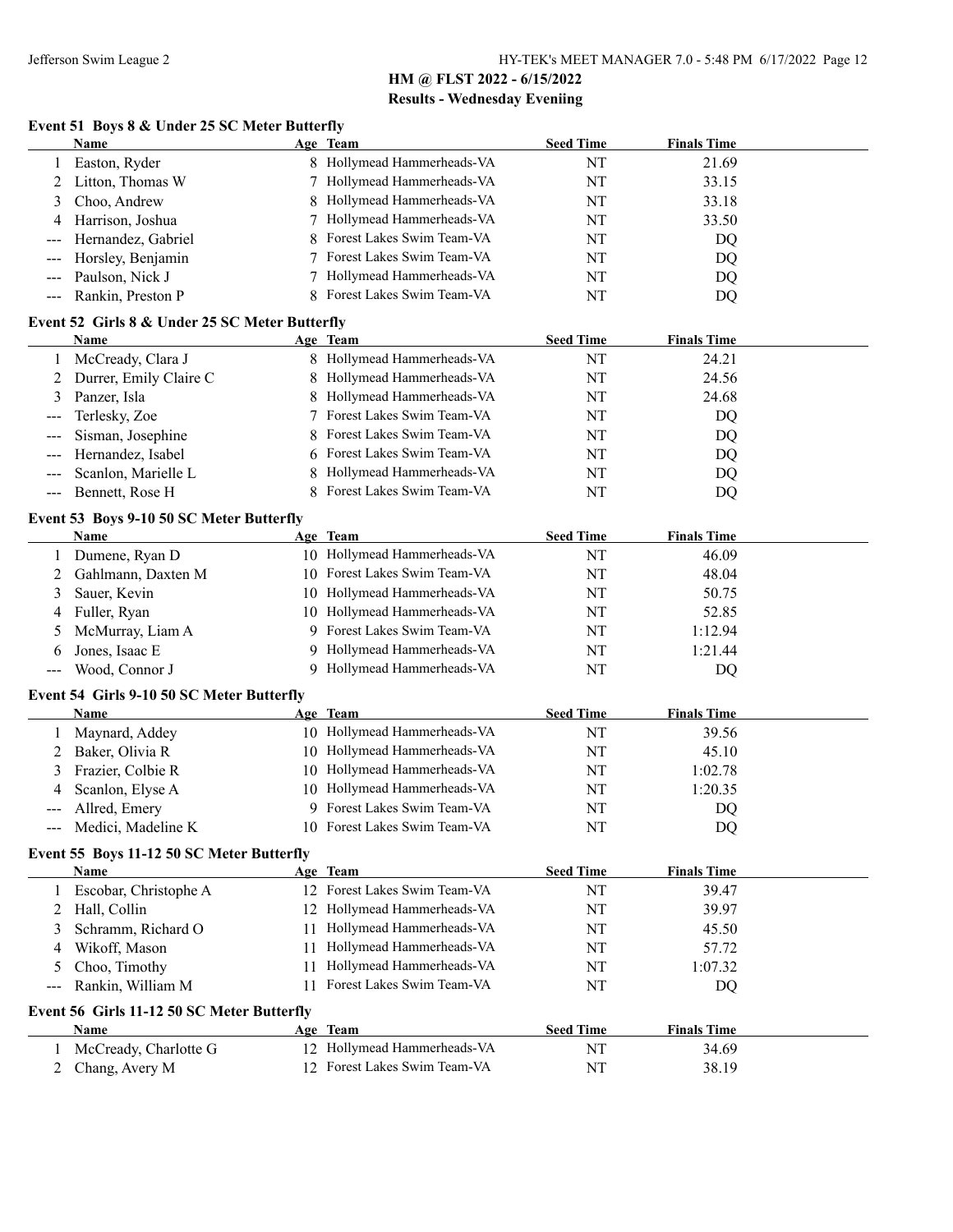## HM @ FLST 2022 - 6/15/2022

## Results - Wednesday Eveniing

### Event 51 Boys 8 & Under 25 SC Meter Butterfly

| | Name | Age | Team | Seed Time | Finals Time |
|---|---|---|---|---|---|
| 1 | Easton, Ryder | 8 | Hollymead Hammerheads-VA | NT | 21.69 |
| 2 | Litton, Thomas W | 7 | Hollymead Hammerheads-VA | NT | 33.15 |
| 3 | Choo, Andrew | 8 | Hollymead Hammerheads-VA | NT | 33.18 |
| 4 | Harrison, Joshua | 7 | Hollymead Hammerheads-VA | NT | 33.50 |
| --- | Hernandez, Gabriel | 8 | Forest Lakes Swim Team-VA | NT | DQ |
| --- | Horsley, Benjamin | 7 | Forest Lakes Swim Team-VA | NT | DQ |
| --- | Paulson, Nick J | 7 | Hollymead Hammerheads-VA | NT | DQ |
| --- | Rankin, Preston P | 8 | Forest Lakes Swim Team-VA | NT | DQ |

### Event 52 Girls 8 & Under 25 SC Meter Butterfly

| | Name | Age | Team | Seed Time | Finals Time |
|---|---|---|---|---|---|
| 1 | McCready, Clara J | 8 | Hollymead Hammerheads-VA | NT | 24.21 |
| 2 | Durrer, Emily Claire C | 8 | Hollymead Hammerheads-VA | NT | 24.56 |
| 3 | Panzer, Isla | 8 | Hollymead Hammerheads-VA | NT | 24.68 |
| --- | Terlesky, Zoe | 7 | Forest Lakes Swim Team-VA | NT | DQ |
| --- | Sisman, Josephine | 8 | Forest Lakes Swim Team-VA | NT | DQ |
| --- | Hernandez, Isabel | 6 | Forest Lakes Swim Team-VA | NT | DQ |
| --- | Scanlon, Marielle L | 8 | Hollymead Hammerheads-VA | NT | DQ |
| --- | Bennett, Rose H | 8 | Forest Lakes Swim Team-VA | NT | DQ |

### Event 53 Boys 9-10 50 SC Meter Butterfly

| | Name | Age | Team | Seed Time | Finals Time |
|---|---|---|---|---|---|
| 1 | Dumene, Ryan D | 10 | Hollymead Hammerheads-VA | NT | 46.09 |
| 2 | Gahlmann, Daxten M | 10 | Forest Lakes Swim Team-VA | NT | 48.04 |
| 3 | Sauer, Kevin | 10 | Hollymead Hammerheads-VA | NT | 50.75 |
| 4 | Fuller, Ryan | 10 | Hollymead Hammerheads-VA | NT | 52.85 |
| 5 | McMurray, Liam A | 9 | Forest Lakes Swim Team-VA | NT | 1:12.94 |
| 6 | Jones, Isaac E | 9 | Hollymead Hammerheads-VA | NT | 1:21.44 |
| --- | Wood, Connor J | 9 | Hollymead Hammerheads-VA | NT | DQ |

### Event 54 Girls 9-10 50 SC Meter Butterfly

| | Name | Age | Team | Seed Time | Finals Time |
|---|---|---|---|---|---|
| 1 | Maynard, Addey | 10 | Hollymead Hammerheads-VA | NT | 39.56 |
| 2 | Baker, Olivia R | 10 | Hollymead Hammerheads-VA | NT | 45.10 |
| 3 | Frazier, Colbie R | 10 | Hollymead Hammerheads-VA | NT | 1:02.78 |
| 4 | Scanlon, Elyse A | 10 | Hollymead Hammerheads-VA | NT | 1:20.35 |
| --- | Allred, Emery | 9 | Forest Lakes Swim Team-VA | NT | DQ |
| --- | Medici, Madeline K | 10 | Forest Lakes Swim Team-VA | NT | DQ |

### Event 55 Boys 11-12 50 SC Meter Butterfly

| | Name | Age | Team | Seed Time | Finals Time |
|---|---|---|---|---|---|
| 1 | Escobar, Christophe A | 12 | Forest Lakes Swim Team-VA | NT | 39.47 |
| 2 | Hall, Collin | 12 | Hollymead Hammerheads-VA | NT | 39.97 |
| 3 | Schramm, Richard O | 11 | Hollymead Hammerheads-VA | NT | 45.50 |
| 4 | Wikoff, Mason | 11 | Hollymead Hammerheads-VA | NT | 57.72 |
| 5 | Choo, Timothy | 11 | Hollymead Hammerheads-VA | NT | 1:07.32 |
| --- | Rankin, William M | 11 | Forest Lakes Swim Team-VA | NT | DQ |

### Event 56 Girls 11-12 50 SC Meter Butterfly

| | Name | Age | Team | Seed Time | Finals Time |
|---|---|---|---|---|---|
| 1 | McCready, Charlotte G | 12 | Hollymead Hammerheads-VA | NT | 34.69 |
| 2 | Chang, Avery M | 12 | Forest Lakes Swim Team-VA | NT | 38.19 |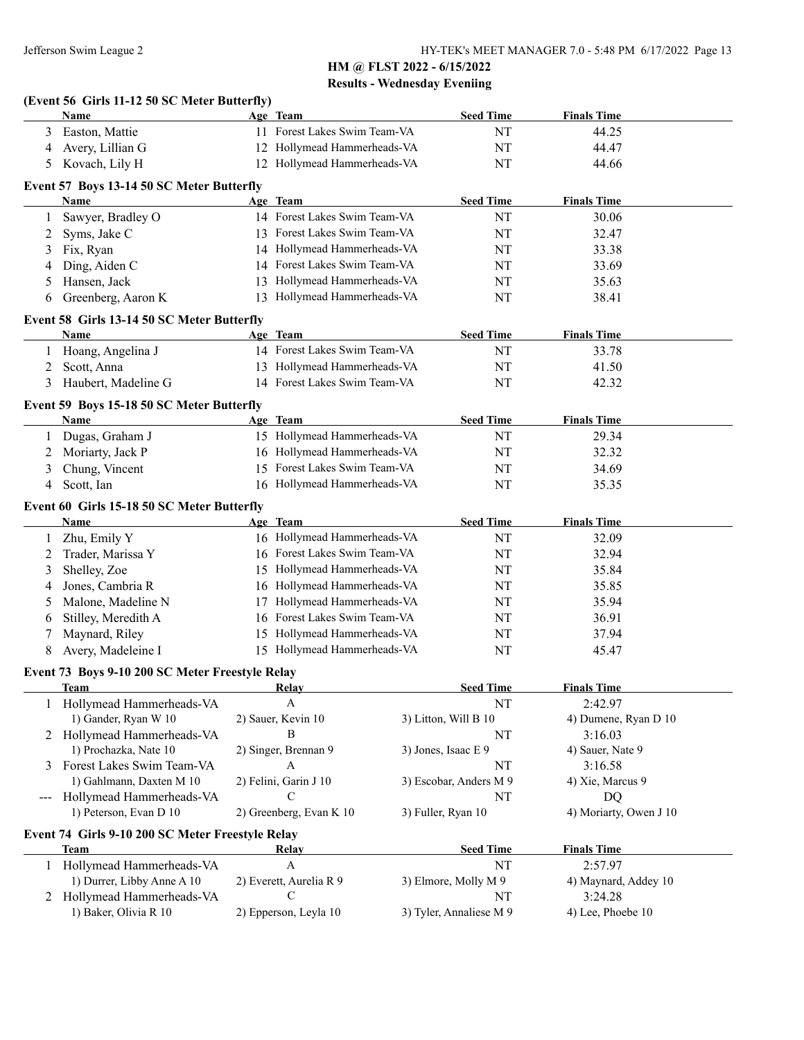## HM @ FLST 2022 - 6/15/2022

### Results - Wednesday Eveniing

### (Event 56 Girls 11-12 50 SC Meter Butterfly)

| | Name | Age | Team | Seed Time | Finals Time |
|---|---|---|---|---|---|
| 3 | Easton, Mattie | 11 | Forest Lakes Swim Team-VA | NT | 44.25 |
| 4 | Avery, Lillian G | 12 | Hollymead Hammerheads-VA | NT | 44.47 |
| 5 | Kovach, Lily H | 12 | Hollymead Hammerheads-VA | NT | 44.66 |

### Event 57 Boys 13-14 50 SC Meter Butterfly

| | Name | Age | Team | Seed Time | Finals Time |
|---|---|---|---|---|---|
| 1 | Sawyer, Bradley O | 14 | Forest Lakes Swim Team-VA | NT | 30.06 |
| 2 | Syms, Jake C | 13 | Forest Lakes Swim Team-VA | NT | 32.47 |
| 3 | Fix, Ryan | 14 | Hollymead Hammerheads-VA | NT | 33.38 |
| 4 | Ding, Aiden C | 14 | Forest Lakes Swim Team-VA | NT | 33.69 |
| 5 | Hansen, Jack | 13 | Hollymead Hammerheads-VA | NT | 35.63 |
| 6 | Greenberg, Aaron K | 13 | Hollymead Hammerheads-VA | NT | 38.41 |

### Event 58 Girls 13-14 50 SC Meter Butterfly

| | Name | Age | Team | Seed Time | Finals Time |
|---|---|---|---|---|---|
| 1 | Hoang, Angelina J | 14 | Forest Lakes Swim Team-VA | NT | 33.78 |
| 2 | Scott, Anna | 13 | Hollymead Hammerheads-VA | NT | 41.50 |
| 3 | Haubert, Madeline G | 14 | Forest Lakes Swim Team-VA | NT | 42.32 |

### Event 59 Boys 15-18 50 SC Meter Butterfly

| | Name | Age | Team | Seed Time | Finals Time |
|---|---|---|---|---|---|
| 1 | Dugas, Graham J | 15 | Hollymead Hammerheads-VA | NT | 29.34 |
| 2 | Moriarty, Jack P | 16 | Hollymead Hammerheads-VA | NT | 32.32 |
| 3 | Chung, Vincent | 15 | Forest Lakes Swim Team-VA | NT | 34.69 |
| 4 | Scott, Ian | 16 | Hollymead Hammerheads-VA | NT | 35.35 |

### Event 60 Girls 15-18 50 SC Meter Butterfly

| | Name | Age | Team | Seed Time | Finals Time |
|---|---|---|---|---|---|
| 1 | Zhu, Emily Y | 16 | Hollymead Hammerheads-VA | NT | 32.09 |
| 2 | Trader, Marissa Y | 16 | Forest Lakes Swim Team-VA | NT | 32.94 |
| 3 | Shelley, Zoe | 15 | Hollymead Hammerheads-VA | NT | 35.84 |
| 4 | Jones, Cambria R | 16 | Hollymead Hammerheads-VA | NT | 35.85 |
| 5 | Malone, Madeline N | 17 | Hollymead Hammerheads-VA | NT | 35.94 |
| 6 | Stilley, Meredith A | 16 | Forest Lakes Swim Team-VA | NT | 36.91 |
| 7 | Maynard, Riley | 15 | Hollymead Hammerheads-VA | NT | 37.94 |
| 8 | Avery, Madeleine I | 15 | Hollymead Hammerheads-VA | NT | 45.47 |

### Event 73 Boys 9-10 200 SC Meter Freestyle Relay

| | Team | Relay | Seed Time | Finals Time |
|---|---|---|---|---|
| 1 | Hollymead Hammerheads-VA | A | NT | 2:42.97 |
| | 1) Gander, Ryan W 10 | 2) Sauer, Kevin 10 | 3) Litton, Will B 10 | 4) Dumene, Ryan D 10 |
| 2 | Hollymead Hammerheads-VA | B | NT | 3:16.03 |
| | 1) Prochazka, Nate 10 | 2) Singer, Brennan 9 | 3) Jones, Isaac E 9 | 4) Sauer, Nate 9 |
| 3 | Forest Lakes Swim Team-VA | A | NT | 3:16.58 |
| | 1) Gahlmann, Daxten M 10 | 2) Felini, Garin J 10 | 3) Escobar, Anders M 9 | 4) Xie, Marcus 9 |
| --- | Hollymead Hammerheads-VA | C | NT | DQ |
| | 1) Peterson, Evan D 10 | 2) Greenberg, Evan K 10 | 3) Fuller, Ryan 10 | 4) Moriarty, Owen J 10 |

### Event 74 Girls 9-10 200 SC Meter Freestyle Relay

| | Team | Relay | Seed Time | Finals Time |
|---|---|---|---|---|
| 1 | Hollymead Hammerheads-VA | A | NT | 2:57.97 |
| | 1) Durrer, Libby Anne A 10 | 2) Everett, Aurelia R 9 | 3) Elmore, Molly M 9 | 4) Maynard, Addey 10 |
| 2 | Hollymead Hammerheads-VA | C | NT | 3:24.28 |
| | 1) Baker, Olivia R 10 | 2) Epperson, Leyla 10 | 3) Tyler, Annaliese M 9 | 4) Lee, Phoebe 10 |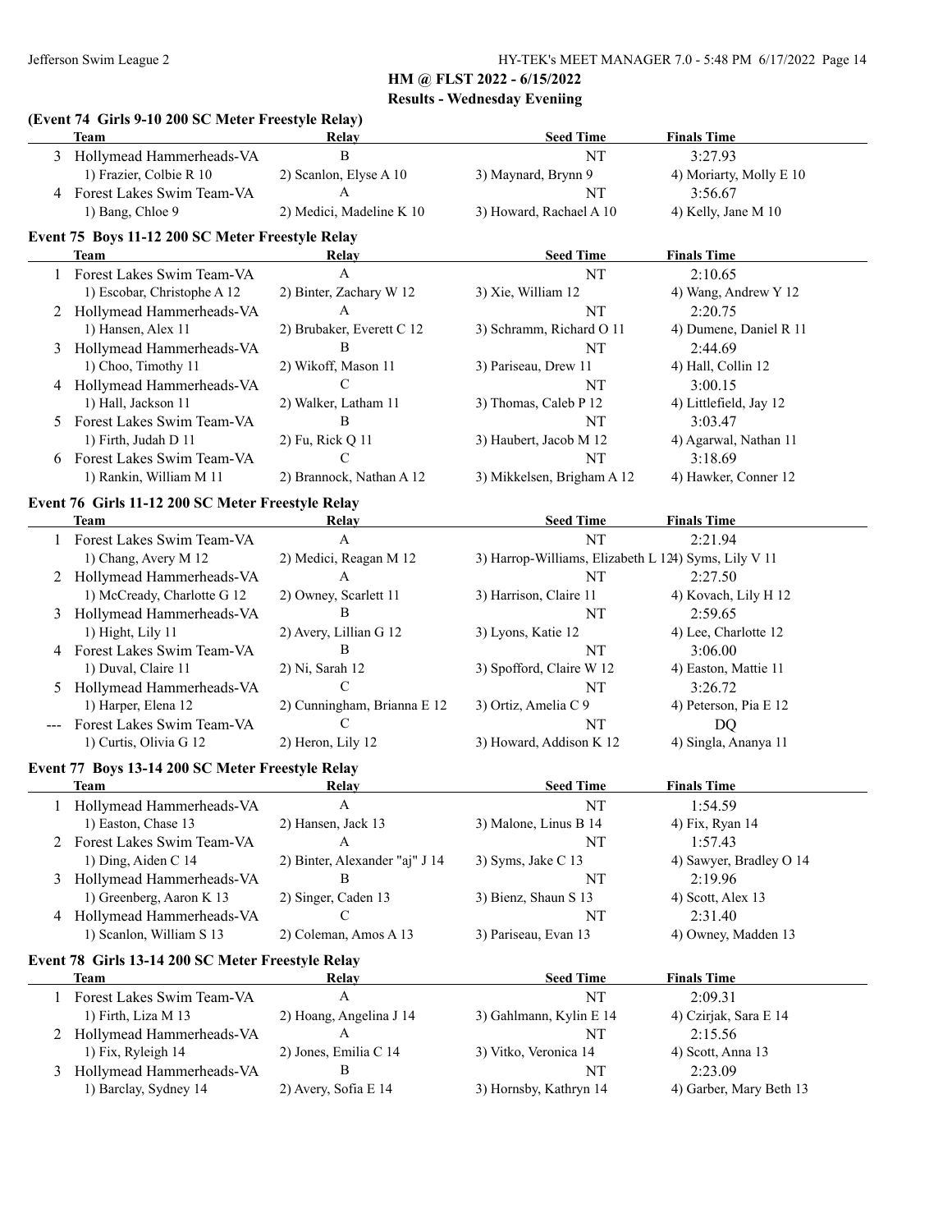HM @ FLST 2022 - 6/15/2022

Results - Wednesday Eveniing

### (Event 74 Girls 9-10 200 SC Meter Freestyle Relay)

| | Team | Relay | Seed Time | Finals Time |
|---|---|---|---|---|
| 3 | Hollymead Hammerheads-VA | B | NT | 3:27.93 |
| | 1) Frazier, Colbie R 10 | 2) Scanlon, Elyse A 10 | 3) Maynard, Brynn 9 | 4) Moriarty, Molly E 10 |
| 4 | Forest Lakes Swim Team-VA | A | NT | 3:56.67 |
| | 1) Bang, Chloe 9 | 2) Medici, Madeline K 10 | 3) Howard, Rachael A 10 | 4) Kelly, Jane M 10 |

### Event 75 Boys 11-12 200 SC Meter Freestyle Relay

| | Team | Relay | Seed Time | Finals Time |
|---|---|---|---|---|
| 1 | Forest Lakes Swim Team-VA | A | NT | 2:10.65 |
| | 1) Escobar, Christophe A 12 | 2) Binter, Zachary W 12 | 3) Xie, William 12 | 4) Wang, Andrew Y 12 |
| 2 | Hollymead Hammerheads-VA | A | NT | 2:20.75 |
| | 1) Hansen, Alex 11 | 2) Brubaker, Everett C 12 | 3) Schramm, Richard O 11 | 4) Dumene, Daniel R 11 |
| 3 | Hollymead Hammerheads-VA | B | NT | 2:44.69 |
| | 1) Choo, Timothy 11 | 2) Wikoff, Mason 11 | 3) Pariseau, Drew 11 | 4) Hall, Collin 12 |
| 4 | Hollymead Hammerheads-VA | C | NT | 3:00.15 |
| | 1) Hall, Jackson 11 | 2) Walker, Latham 11 | 3) Thomas, Caleb P 12 | 4) Littlefield, Jay 12 |
| 5 | Forest Lakes Swim Team-VA | B | NT | 3:03.47 |
| | 1) Firth, Judah D 11 | 2) Fu, Rick Q 11 | 3) Haubert, Jacob M 12 | 4) Agarwal, Nathan 11 |
| 6 | Forest Lakes Swim Team-VA | C | NT | 3:18.69 |
| | 1) Rankin, William M 11 | 2) Brannock, Nathan A 12 | 3) Mikkelsen, Brigham A 12 | 4) Hawker, Conner 12 |

### Event 76 Girls 11-12 200 SC Meter Freestyle Relay

| | Team | Relay | Seed Time | Finals Time |
|---|---|---|---|---|
| 1 | Forest Lakes Swim Team-VA | A | NT | 2:21.94 |
| | 1) Chang, Avery M 12 | 2) Medici, Reagan M 12 | 3) Harrop-Williams, Elizabeth L 124) Syms, Lily V 11 | |
| 2 | Hollymead Hammerheads-VA | A | NT | 2:27.50 |
| | 1) McCready, Charlotte G 12 | 2) Owney, Scarlett 11 | 3) Harrison, Claire 11 | 4) Kovach, Lily H 12 |
| 3 | Hollymead Hammerheads-VA | B | NT | 2:59.65 |
| | 1) Hight, Lily 11 | 2) Avery, Lillian G 12 | 3) Lyons, Katie 12 | 4) Lee, Charlotte 12 |
| 4 | Forest Lakes Swim Team-VA | B | NT | 3:06.00 |
| | 1) Duval, Claire 11 | 2) Ni, Sarah 12 | 3) Spofford, Claire W 12 | 4) Easton, Mattie 11 |
| 5 | Hollymead Hammerheads-VA | C | NT | 3:26.72 |
| | 1) Harper, Elena 12 | 2) Cunningham, Brianna E 12 | 3) Ortiz, Amelia C 9 | 4) Peterson, Pia E 12 |
| --- | Forest Lakes Swim Team-VA | C | NT | DQ |
| | 1) Curtis, Olivia G 12 | 2) Heron, Lily 12 | 3) Howard, Addison K 12 | 4) Singla, Ananya 11 |

### Event 77 Boys 13-14 200 SC Meter Freestyle Relay

| | Team | Relay | Seed Time | Finals Time |
|---|---|---|---|---|
| 1 | Hollymead Hammerheads-VA | A | NT | 1:54.59 |
| | 1) Easton, Chase 13 | 2) Hansen, Jack 13 | 3) Malone, Linus B 14 | 4) Fix, Ryan 14 |
| 2 | Forest Lakes Swim Team-VA | A | NT | 1:57.43 |
| | 1) Ding, Aiden C 14 | 2) Binter, Alexander "aj" J 14 | 3) Syms, Jake C 13 | 4) Sawyer, Bradley O 14 |
| 3 | Hollymead Hammerheads-VA | B | NT | 2:19.96 |
| | 1) Greenberg, Aaron K 13 | 2) Singer, Caden 13 | 3) Bienz, Shaun S 13 | 4) Scott, Alex 13 |
| 4 | Hollymead Hammerheads-VA | C | NT | 2:31.40 |
| | 1) Scanlon, William S 13 | 2) Coleman, Amos A 13 | 3) Pariseau, Evan 13 | 4) Owney, Madden 13 |

### Event 78 Girls 13-14 200 SC Meter Freestyle Relay

| | Team | Relay | Seed Time | Finals Time |
|---|---|---|---|---|
| 1 | Forest Lakes Swim Team-VA | A | NT | 2:09.31 |
| | 1) Firth, Liza M 13 | 2) Hoang, Angelina J 14 | 3) Gahlmann, Kylin E 14 | 4) Czirjak, Sara E 14 |
| 2 | Hollymead Hammerheads-VA | A | NT | 2:15.56 |
| | 1) Fix, Ryleigh 14 | 2) Jones, Emilia C 14 | 3) Vitko, Veronica 14 | 4) Scott, Anna 13 |
| 3 | Hollymead Hammerheads-VA | B | NT | 2:23.09 |
| | 1) Barclay, Sydney 14 | 2) Avery, Sofia E 14 | 3) Hornsby, Kathryn 14 | 4) Garber, Mary Beth 13 |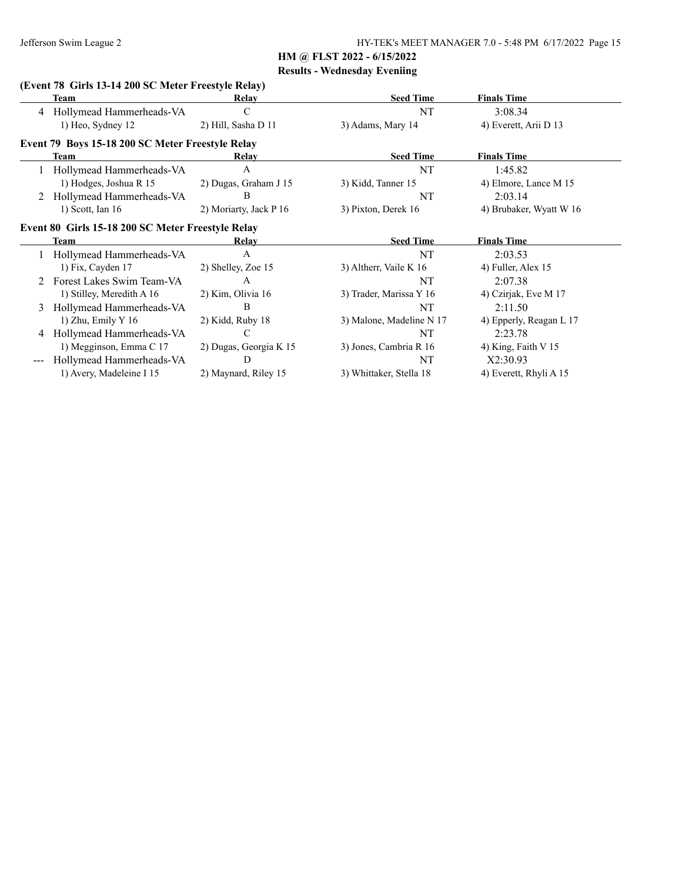**HM @ FLST 2022 - 6/15/2022**

**Results - Wednesday Eveniing**

### (Event 78 Girls 13-14 200 SC Meter Freestyle Relay)

| | Team | Relay | Seed Time | Finals Time |
|---|---|---|---|---|
| 4 | Hollymead Hammerheads-VA | C | NT | 3:08.34 |
| | 1) Heo, Sydney 12 | 2) Hill, Sasha D 11 | 3) Adams, Mary 14 | 4) Everett, Arii D 13 |

### Event 79 Boys 15-18 200 SC Meter Freestyle Relay

| | Team | Relay | Seed Time | Finals Time |
|---|---|---|---|---|
| 1 | Hollymead Hammerheads-VA | A | NT | 1:45.82 |
| | 1) Hodges, Joshua R 15 | 2) Dugas, Graham J 15 | 3) Kidd, Tanner 15 | 4) Elmore, Lance M 15 |
| 2 | Hollymead Hammerheads-VA | B | NT | 2:03.14 |
| | 1) Scott, Ian 16 | 2) Moriarty, Jack P 16 | 3) Pixton, Derek 16 | 4) Brubaker, Wyatt W 16 |

### Event 80 Girls 15-18 200 SC Meter Freestyle Relay

| | Team | Relay | Seed Time | Finals Time |
|---|---|---|---|---|
| 1 | Hollymead Hammerheads-VA | A | NT | 2:03.53 |
| | 1) Fix, Cayden 17 | 2) Shelley, Zoe 15 | 3) Altherr, Vaile K 16 | 4) Fuller, Alex 15 |
| 2 | Forest Lakes Swim Team-VA | A | NT | 2:07.38 |
| | 1) Stilley, Meredith A 16 | 2) Kim, Olivia 16 | 3) Trader, Marissa Y 16 | 4) Czirjak, Eve M 17 |
| 3 | Hollymead Hammerheads-VA | B | NT | 2:11.50 |
| | 1) Zhu, Emily Y 16 | 2) Kidd, Ruby 18 | 3) Malone, Madeline N 17 | 4) Epperly, Reagan L 17 |
| 4 | Hollymead Hammerheads-VA | C | NT | 2:23.78 |
| | 1) Megginson, Emma C 17 | 2) Dugas, Georgia K 15 | 3) Jones, Cambria R 16 | 4) King, Faith V 15 |
| --- | Hollymead Hammerheads-VA | D | NT | X2:30.93 |
| | 1) Avery, Madeleine I 15 | 2) Maynard, Riley 15 | 3) Whittaker, Stella 18 | 4) Everett, Rhyli A 15 |